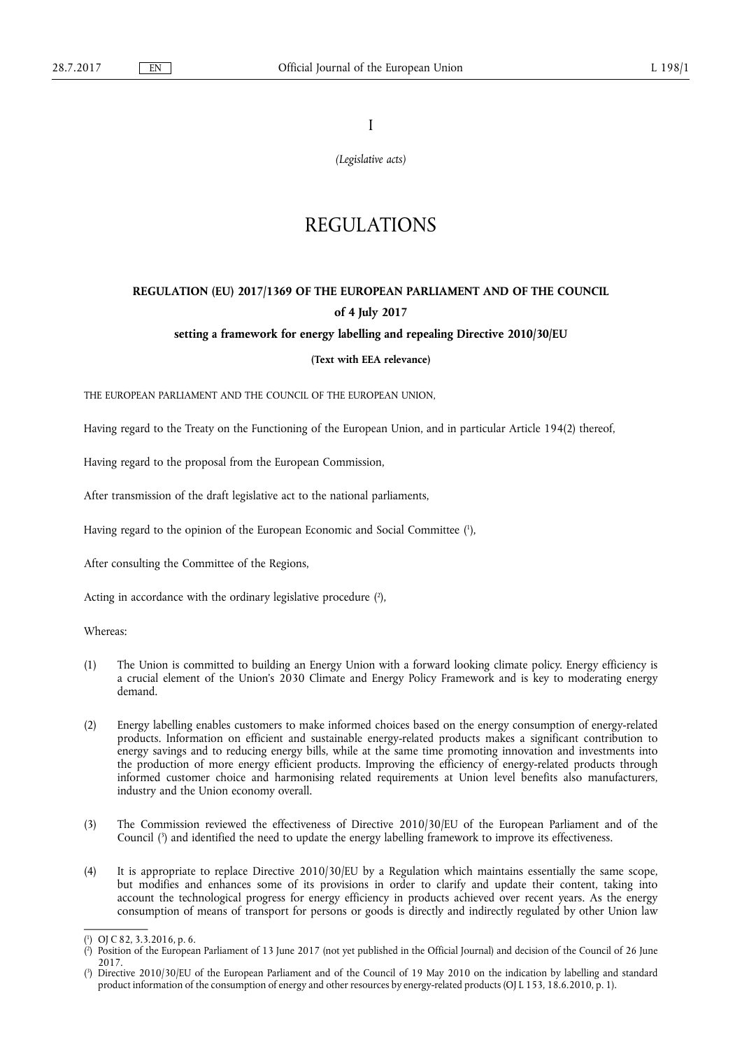I

*(Legislative acts)*

# REGULATIONS

## REGULATION (EU) 2017/1369 OF THE EUROPEAN PARLIAMENT AND OF THE COUNCIL

### of 4 July 2017

### setting a framework for energy labelling and repealing Directive 2010/30/EU

**(Text with EEA relevance)**

THE EUROPEAN PARLIAMENT AND THE COUNCIL OF THE EUROPEAN UNION,

Having regard to the Treaty on the Functioning of the European Union, and in particular Article 194(2) thereof,

Having regard to the proposal from the European Commission,

After transmission of the draft legislative act to the national parliaments,

Having regard to the opinion of the European Economic and Social Committee ([1]),

After consulting the Committee of the Regions,

Acting in accordance with the ordinary legislative procedure ([2]),

Whereas:

(1) The Union is committed to building an Energy Union with a forward looking climate policy. Energy efficiency is a crucial element of the Union's 2030 Climate and Energy Policy Framework and is key to moderating energy demand.

(2) Energy labelling enables customers to make informed choices based on the energy consumption of energy-related products. Information on efficient and sustainable energy-related products makes a significant contribution to energy savings and to reducing energy bills, while at the same time promoting innovation and investments into the production of more energy efficient products. Improving the efficiency of energy-related products through informed customer choice and harmonising related requirements at Union level benefits also manufacturers, industry and the Union economy overall.

(3) The Commission reviewed the effectiveness of Directive 2010/30/EU of the European Parliament and of the Council ([3]) and identified the need to update the energy labelling framework to improve its effectiveness.

(4) It is appropriate to replace Directive 2010/30/EU by a Regulation which maintains essentially the same scope, but modifies and enhances some of its provisions in order to clarify and update their content, taking into account the technological progress for energy efficiency in products achieved over recent years. As the energy consumption of means of transport for persons or goods is directly and indirectly regulated by other Union law

---

([1]) OJ C 82, 3.3.2016, p. 6.

([2]) Position of the European Parliament of 13 June 2017 (not yet published in the Official Journal) and decision of the Council of 26 June 2017.

([3]) Directive 2010/30/EU of the European Parliament and of the Council of 19 May 2010 on the indication by labelling and standard product information of the consumption of energy and other resources by energy-related products (OJ L 153, 18.6.2010, p. 1).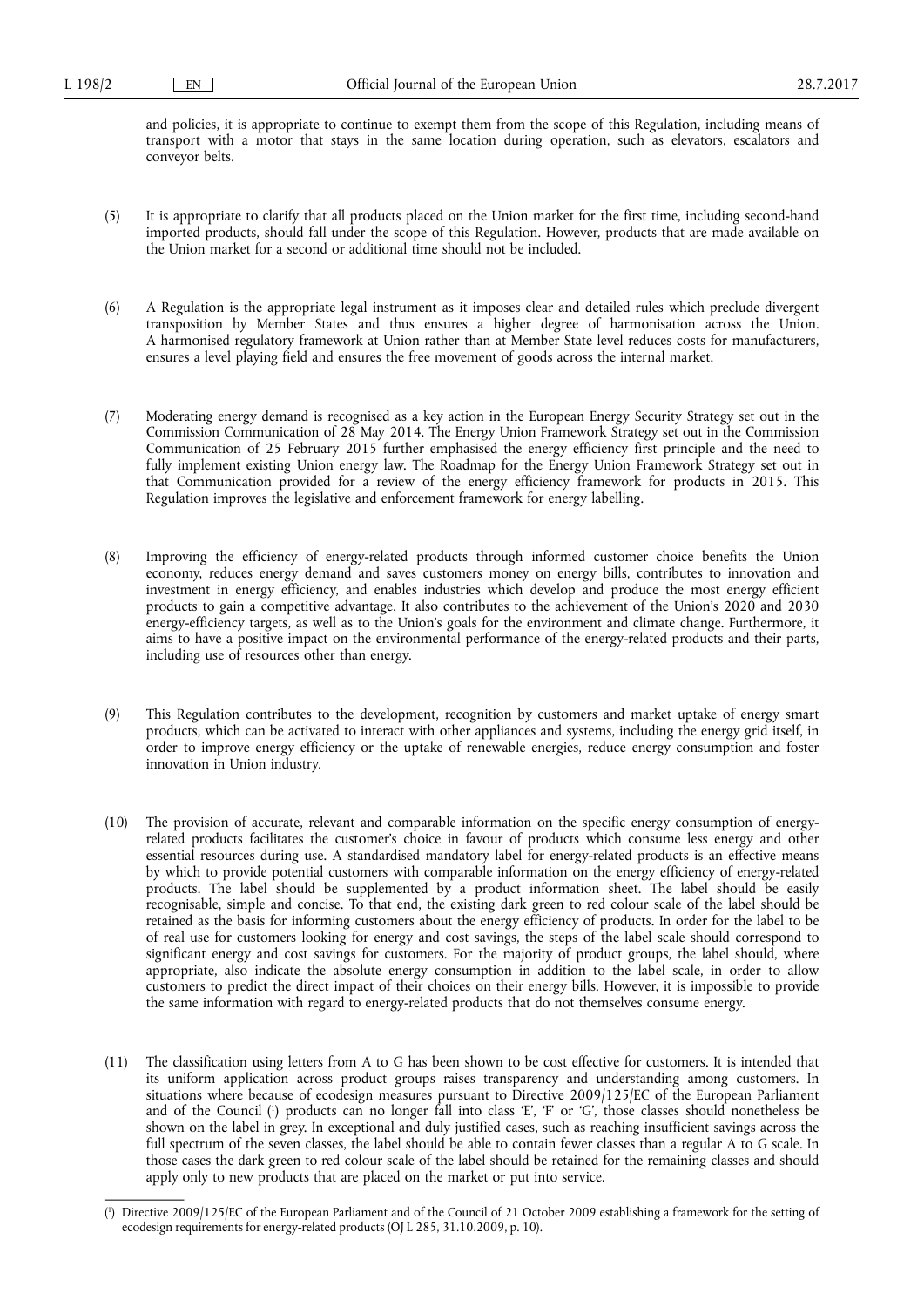and policies, it is appropriate to continue to exempt them from the scope of this Regulation, including means of transport with a motor that stays in the same location during operation, such as elevators, escalators and conveyor belts.

(5) It is appropriate to clarify that all products placed on the Union market for the first time, including second-hand imported products, should fall under the scope of this Regulation. However, products that are made available on the Union market for a second or additional time should not be included.

(6) A Regulation is the appropriate legal instrument as it imposes clear and detailed rules which preclude divergent transposition by Member States and thus ensures a higher degree of harmonisation across the Union. A harmonised regulatory framework at Union rather than at Member State level reduces costs for manufacturers, ensures a level playing field and ensures the free movement of goods across the internal market.

(7) Moderating energy demand is recognised as a key action in the European Energy Security Strategy set out in the Commission Communication of 28 May 2014. The Energy Union Framework Strategy set out in the Commission Communication of 25 February 2015 further emphasised the energy efficiency first principle and the need to fully implement existing Union energy law. The Roadmap for the Energy Union Framework Strategy set out in that Communication provided for a review of the energy efficiency framework for products in 2015. This Regulation improves the legislative and enforcement framework for energy labelling.

(8) Improving the efficiency of energy-related products through informed customer choice benefits the Union economy, reduces energy demand and saves customers money on energy bills, contributes to innovation and investment in energy efficiency, and enables industries which develop and produce the most energy efficient products to gain a competitive advantage. It also contributes to the achievement of the Union's 2020 and 2030 energy-efficiency targets, as well as to the Union's goals for the environment and climate change. Furthermore, it aims to have a positive impact on the environmental performance of the energy-related products and their parts, including use of resources other than energy.

(9) This Regulation contributes to the development, recognition by customers and market uptake of energy smart products, which can be activated to interact with other appliances and systems, including the energy grid itself, in order to improve energy efficiency or the uptake of renewable energies, reduce energy consumption and foster innovation in Union industry.

(10) The provision of accurate, relevant and comparable information on the specific energy consumption of energy-related products facilitates the customer's choice in favour of products which consume less energy and other essential resources during use. A standardised mandatory label for energy-related products is an effective means by which to provide potential customers with comparable information on the energy efficiency of energy-related products. The label should be supplemented by a product information sheet. The label should be easily recognisable, simple and concise. To that end, the existing dark green to red colour scale of the label should be retained as the basis for informing customers about the energy efficiency of products. In order for the label to be of real use for customers looking for energy and cost savings, the steps of the label scale should correspond to significant energy and cost savings for customers. For the majority of product groups, the label should, where appropriate, also indicate the absolute energy consumption in addition to the label scale, in order to allow customers to predict the direct impact of their choices on their energy bills. However, it is impossible to provide the same information with regard to energy-related products that do not themselves consume energy.

(11) The classification using letters from A to G has been shown to be cost effective for customers. It is intended that its uniform application across product groups raises transparency and understanding among customers. In situations where because of ecodesign measures pursuant to Directive 2009/125/EC of the European Parliament and of the Council [1] products can no longer fall into class 'E', 'F' or 'G', those classes should nonetheless be shown on the label in grey. In exceptional and duly justified cases, such as reaching insufficient savings across the full spectrum of the seven classes, the label should be able to contain fewer classes than a regular A to G scale. In those cases the dark green to red colour scale of the label should be retained for the remaining classes and should apply only to new products that are placed on the market or put into service.

---

[1] Directive 2009/125/EC of the European Parliament and of the Council of 21 October 2009 establishing a framework for the setting of ecodesign requirements for energy-related products (OJ L 285, 31.10.2009, p. 10).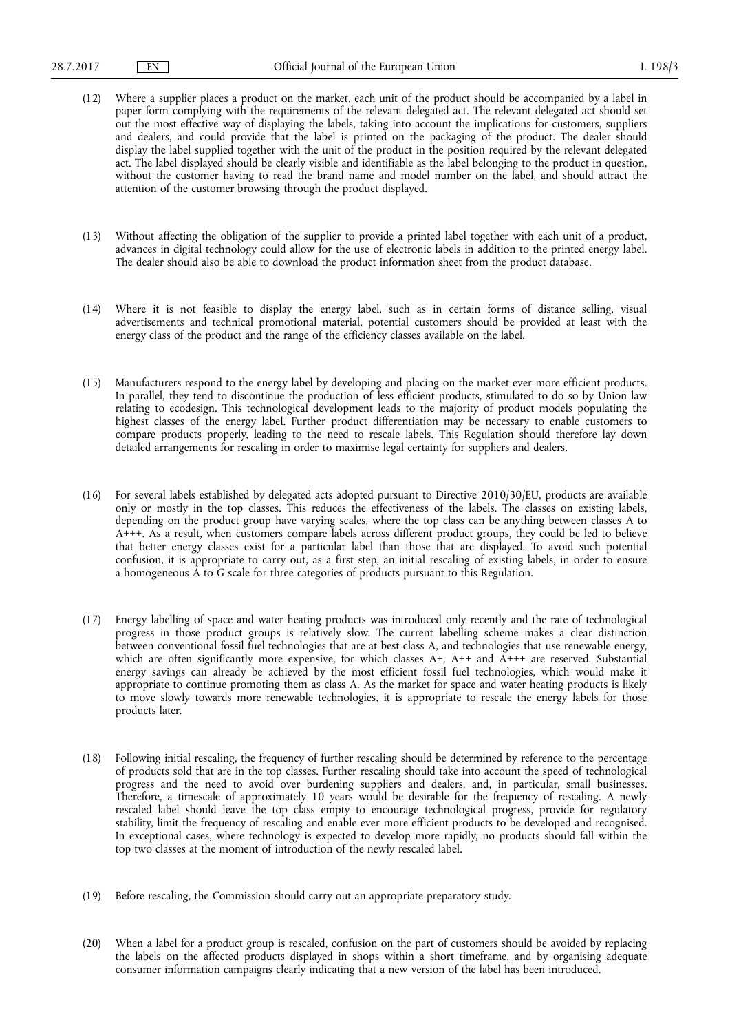(12) Where a supplier places a product on the market, each unit of the product should be accompanied by a label in paper form complying with the requirements of the relevant delegated act. The relevant delegated act should set out the most effective way of displaying the labels, taking into account the implications for customers, suppliers and dealers, and could provide that the label is printed on the packaging of the product. The dealer should display the label supplied together with the unit of the product in the position required by the relevant delegated act. The label displayed should be clearly visible and identifiable as the label belonging to the product in question, without the customer having to read the brand name and model number on the label, and should attract the attention of the customer browsing through the product displayed.

(13) Without affecting the obligation of the supplier to provide a printed label together with each unit of a product, advances in digital technology could allow for the use of electronic labels in addition to the printed energy label. The dealer should also be able to download the product information sheet from the product database.

(14) Where it is not feasible to display the energy label, such as in certain forms of distance selling, visual advertisements and technical promotional material, potential customers should be provided at least with the energy class of the product and the range of the efficiency classes available on the label.

(15) Manufacturers respond to the energy label by developing and placing on the market ever more efficient products. In parallel, they tend to discontinue the production of less efficient products, stimulated to do so by Union law relating to ecodesign. This technological development leads to the majority of product models populating the highest classes of the energy label. Further product differentiation may be necessary to enable customers to compare products properly, leading to the need to rescale labels. This Regulation should therefore lay down detailed arrangements for rescaling in order to maximise legal certainty for suppliers and dealers.

(16) For several labels established by delegated acts adopted pursuant to Directive 2010/30/EU, products are available only or mostly in the top classes. This reduces the effectiveness of the labels. The classes on existing labels, depending on the product group have varying scales, where the top class can be anything between classes A to A+++. As a result, when customers compare labels across different product groups, they could be led to believe that better energy classes exist for a particular label than those that are displayed. To avoid such potential confusion, it is appropriate to carry out, as a first step, an initial rescaling of existing labels, in order to ensure a homogeneous A to G scale for three categories of products pursuant to this Regulation.

(17) Energy labelling of space and water heating products was introduced only recently and the rate of technological progress in those product groups is relatively slow. The current labelling scheme makes a clear distinction between conventional fossil fuel technologies that are at best class A, and technologies that use renewable energy, which are often significantly more expensive, for which classes A+, A++ and A+++ are reserved. Substantial energy savings can already be achieved by the most efficient fossil fuel technologies, which would make it appropriate to continue promoting them as class A. As the market for space and water heating products is likely to move slowly towards more renewable technologies, it is appropriate to rescale the energy labels for those products later.

(18) Following initial rescaling, the frequency of further rescaling should be determined by reference to the percentage of products sold that are in the top classes. Further rescaling should take into account the speed of technological progress and the need to avoid over burdening suppliers and dealers, and, in particular, small businesses. Therefore, a timescale of approximately 10 years would be desirable for the frequency of rescaling. A newly rescaled label should leave the top class empty to encourage technological progress, provide for regulatory stability, limit the frequency of rescaling and enable ever more efficient products to be developed and recognised. In exceptional cases, where technology is expected to develop more rapidly, no products should fall within the top two classes at the moment of introduction of the newly rescaled label.

(19) Before rescaling, the Commission should carry out an appropriate preparatory study.

(20) When a label for a product group is rescaled, confusion on the part of customers should be avoided by replacing the labels on the affected products displayed in shops within a short timeframe, and by organising adequate consumer information campaigns clearly indicating that a new version of the label has been introduced.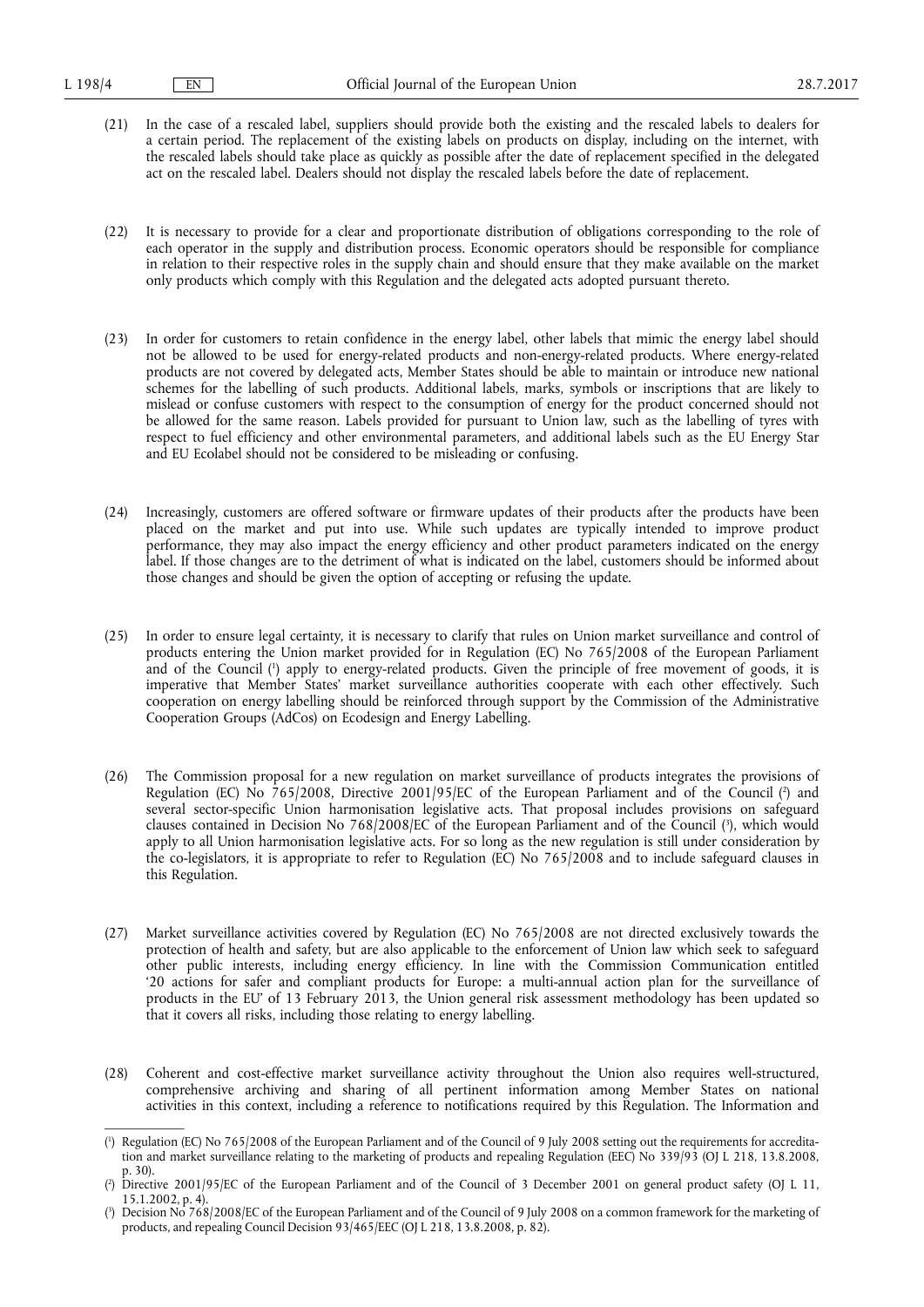(21) In the case of a rescaled label, suppliers should provide both the existing and the rescaled labels to dealers for a certain period. The replacement of the existing labels on products on display, including on the internet, with the rescaled labels should take place as quickly as possible after the date of replacement specified in the delegated act on the rescaled label. Dealers should not display the rescaled labels before the date of replacement.

(22) It is necessary to provide for a clear and proportionate distribution of obligations corresponding to the role of each operator in the supply and distribution process. Economic operators should be responsible for compliance in relation to their respective roles in the supply chain and should ensure that they make available on the market only products which comply with this Regulation and the delegated acts adopted pursuant thereto.

(23) In order for customers to retain confidence in the energy label, other labels that mimic the energy label should not be allowed to be used for energy-related products and non-energy-related products. Where energy-related products are not covered by delegated acts, Member States should be able to maintain or introduce new national schemes for the labelling of such products. Additional labels, marks, symbols or inscriptions that are likely to mislead or confuse customers with respect to the consumption of energy for the product concerned should not be allowed for the same reason. Labels provided for pursuant to Union law, such as the labelling of tyres with respect to fuel efficiency and other environmental parameters, and additional labels such as the EU Energy Star and EU Ecolabel should not be considered to be misleading or confusing.

(24) Increasingly, customers are offered software or firmware updates of their products after the products have been placed on the market and put into use. While such updates are typically intended to improve product performance, they may also impact the energy efficiency and other product parameters indicated on the energy label. If those changes are to the detriment of what is indicated on the label, customers should be informed about those changes and should be given the option of accepting or refusing the update.

(25) In order to ensure legal certainty, it is necessary to clarify that rules on Union market surveillance and control of products entering the Union market provided for in Regulation (EC) No 765/2008 of the European Parliament and of the Council [1] apply to energy-related products. Given the principle of free movement of goods, it is imperative that Member States' market surveillance authorities cooperate with each other effectively. Such cooperation on energy labelling should be reinforced through support by the Commission of the Administrative Cooperation Groups (AdCos) on Ecodesign and Energy Labelling.

(26) The Commission proposal for a new regulation on market surveillance of products integrates the provisions of Regulation (EC) No 765/2008, Directive 2001/95/EC of the European Parliament and of the Council [2] and several sector-specific Union harmonisation legislative acts. That proposal includes provisions on safeguard clauses contained in Decision No 768/2008/EC of the European Parliament and of the Council [3], which would apply to all Union harmonisation legislative acts. For so long as the new regulation is still under consideration by the co-legislators, it is appropriate to refer to Regulation (EC) No 765/2008 and to include safeguard clauses in this Regulation.

(27) Market surveillance activities covered by Regulation (EC) No 765/2008 are not directed exclusively towards the protection of health and safety, but are also applicable to the enforcement of Union law which seek to safeguard other public interests, including energy efficiency. In line with the Commission Communication entitled '20 actions for safer and compliant products for Europe: a multi-annual action plan for the surveillance of products in the EU' of 13 February 2013, the Union general risk assessment methodology has been updated so that it covers all risks, including those relating to energy labelling.

(28) Coherent and cost-effective market surveillance activity throughout the Union also requires well-structured, comprehensive archiving and sharing of all pertinent information among Member States on national activities in this context, including a reference to notifications required by this Regulation. The Information and

---

[1] Regulation (EC) No 765/2008 of the European Parliament and of the Council of 9 July 2008 setting out the requirements for accreditation and market surveillance relating to the marketing of products and repealing Regulation (EEC) No 339/93 (OJ L 218, 13.8.2008, p. 30).

[2] Directive 2001/95/EC of the European Parliament and of the Council of 3 December 2001 on general product safety (OJ L 11, 15.1.2002, p. 4).

[3] Decision No 768/2008/EC of the European Parliament and of the Council of 9 July 2008 on a common framework for the marketing of products, and repealing Council Decision 93/465/EEC (OJ L 218, 13.8.2008, p. 82).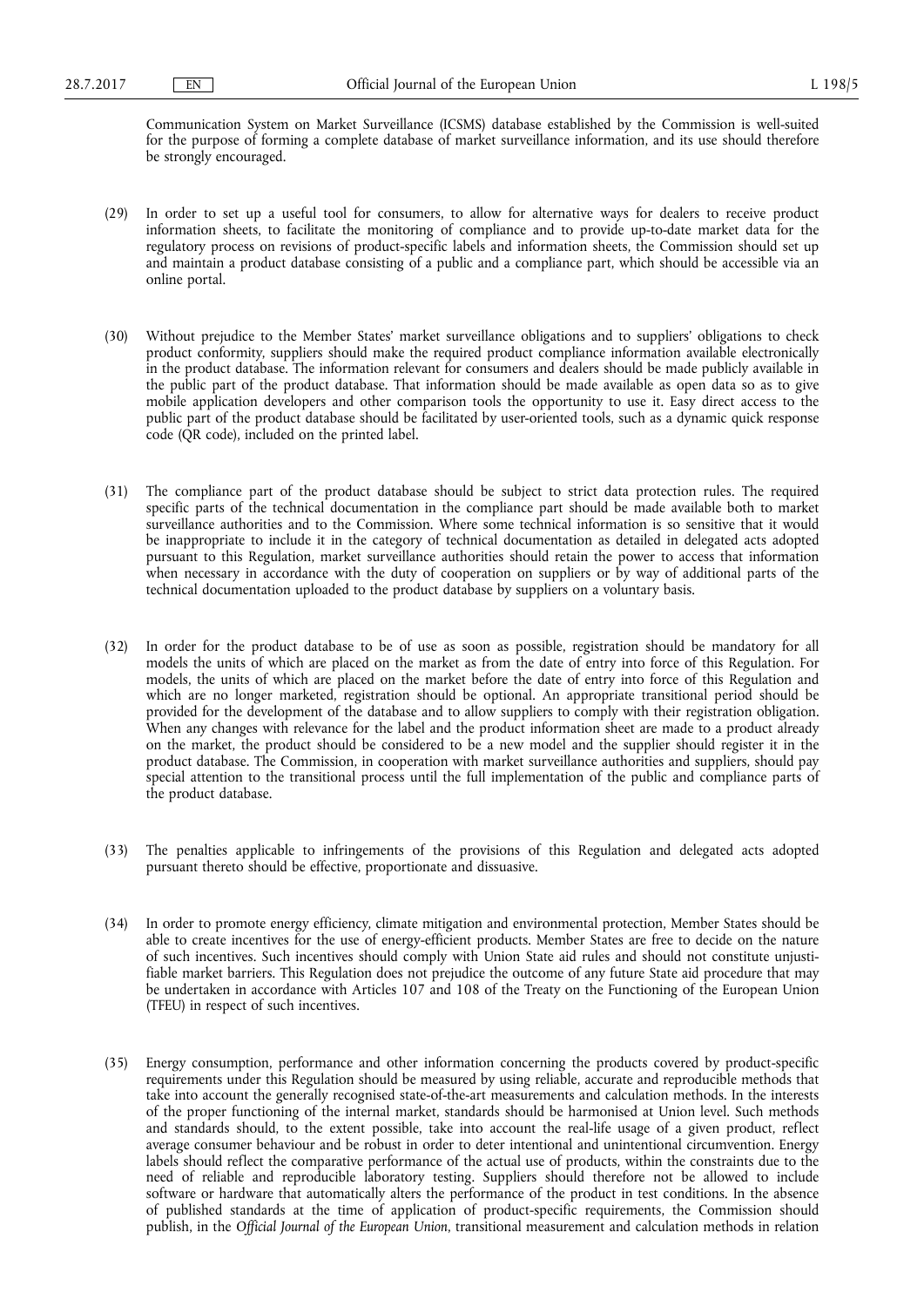Communication System on Market Surveillance (ICSMS) database established by the Commission is well-suited for the purpose of forming a complete database of market surveillance information, and its use should therefore be strongly encouraged.

(29) In order to set up a useful tool for consumers, to allow for alternative ways for dealers to receive product information sheets, to facilitate the monitoring of compliance and to provide up-to-date market data for the regulatory process on revisions of product-specific labels and information sheets, the Commission should set up and maintain a product database consisting of a public and a compliance part, which should be accessible via an online portal.

(30) Without prejudice to the Member States' market surveillance obligations and to suppliers' obligations to check product conformity, suppliers should make the required product compliance information available electronically in the product database. The information relevant for consumers and dealers should be made publicly available in the public part of the product database. That information should be made available as open data so as to give mobile application developers and other comparison tools the opportunity to use it. Easy direct access to the public part of the product database should be facilitated by user-oriented tools, such as a dynamic quick response code (QR code), included on the printed label.

(31) The compliance part of the product database should be subject to strict data protection rules. The required specific parts of the technical documentation in the compliance part should be made available both to market surveillance authorities and to the Commission. Where some technical information is so sensitive that it would be inappropriate to include it in the category of technical documentation as detailed in delegated acts adopted pursuant to this Regulation, market surveillance authorities should retain the power to access that information when necessary in accordance with the duty of cooperation on suppliers or by way of additional parts of the technical documentation uploaded to the product database by suppliers on a voluntary basis.

(32) In order for the product database to be of use as soon as possible, registration should be mandatory for all models the units of which are placed on the market as from the date of entry into force of this Regulation. For models, the units of which are placed on the market before the date of entry into force of this Regulation and which are no longer marketed, registration should be optional. An appropriate transitional period should be provided for the development of the database and to allow suppliers to comply with their registration obligation. When any changes with relevance for the label and the product information sheet are made to a product already on the market, the product should be considered to be a new model and the supplier should register it in the product database. The Commission, in cooperation with market surveillance authorities and suppliers, should pay special attention to the transitional process until the full implementation of the public and compliance parts of the product database.

(33) The penalties applicable to infringements of the provisions of this Regulation and delegated acts adopted pursuant thereto should be effective, proportionate and dissuasive.

(34) In order to promote energy efficiency, climate mitigation and environmental protection, Member States should be able to create incentives for the use of energy-efficient products. Member States are free to decide on the nature of such incentives. Such incentives should comply with Union State aid rules and should not constitute unjustifiable market barriers. This Regulation does not prejudice the outcome of any future State aid procedure that may be undertaken in accordance with Articles 107 and 108 of the Treaty on the Functioning of the European Union (TFEU) in respect of such incentives.

(35) Energy consumption, performance and other information concerning the products covered by product-specific requirements under this Regulation should be measured by using reliable, accurate and reproducible methods that take into account the generally recognised state-of-the-art measurements and calculation methods. In the interests of the proper functioning of the internal market, standards should be harmonised at Union level. Such methods and standards should, to the extent possible, take into account the real-life usage of a given product, reflect average consumer behaviour and be robust in order to deter intentional and unintentional circumvention. Energy labels should reflect the comparative performance of the actual use of products, within the constraints due to the need of reliable and reproducible laboratory testing. Suppliers should therefore not be allowed to include software or hardware that automatically alters the performance of the product in test conditions. In the absence of published standards at the time of application of product-specific requirements, the Commission should publish, in the *Official Journal of the European Union*, transitional measurement and calculation methods in relation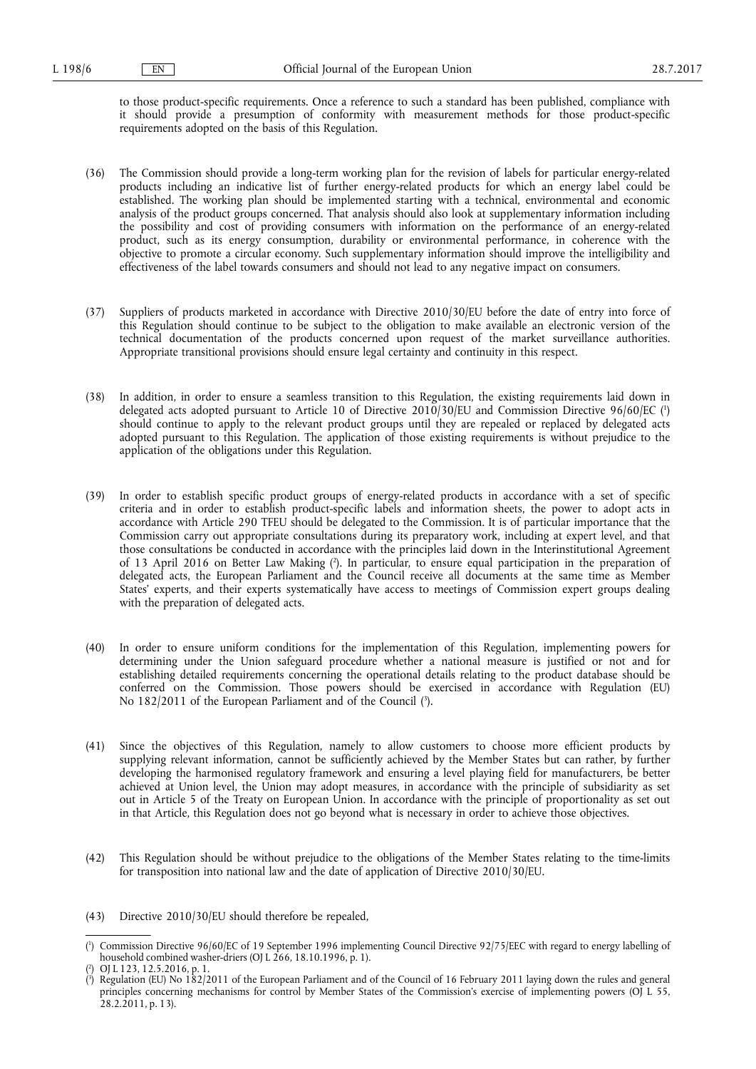to those product-specific requirements. Once a reference to such a standard has been published, compliance with it should provide a presumption of conformity with measurement methods for those product-specific requirements adopted on the basis of this Regulation.

(36) The Commission should provide a long-term working plan for the revision of labels for particular energy-related products including an indicative list of further energy-related products for which an energy label could be established. The working plan should be implemented starting with a technical, environmental and economic analysis of the product groups concerned. That analysis should also look at supplementary information including the possibility and cost of providing consumers with information on the performance of an energy-related product, such as its energy consumption, durability or environmental performance, in coherence with the objective to promote a circular economy. Such supplementary information should improve the intelligibility and effectiveness of the label towards consumers and should not lead to any negative impact on consumers.

(37) Suppliers of products marketed in accordance with Directive 2010/30/EU before the date of entry into force of this Regulation should continue to be subject to the obligation to make available an electronic version of the technical documentation of the products concerned upon request of the market surveillance authorities. Appropriate transitional provisions should ensure legal certainty and continuity in this respect.

(38) In addition, in order to ensure a seamless transition to this Regulation, the existing requirements laid down in delegated acts adopted pursuant to Article 10 of Directive 2010/30/EU and Commission Directive 96/60/EC [1] should continue to apply to the relevant product groups until they are repealed or replaced by delegated acts adopted pursuant to this Regulation. The application of those existing requirements is without prejudice to the application of the obligations under this Regulation.

(39) In order to establish specific product groups of energy-related products in accordance with a set of specific criteria and in order to establish product-specific labels and information sheets, the power to adopt acts in accordance with Article 290 TFEU should be delegated to the Commission. It is of particular importance that the Commission carry out appropriate consultations during its preparatory work, including at expert level, and that those consultations be conducted in accordance with the principles laid down in the Interinstitutional Agreement of 13 April 2016 on Better Law Making [2]. In particular, to ensure equal participation in the preparation of delegated acts, the European Parliament and the Council receive all documents at the same time as Member States' experts, and their experts systematically have access to meetings of Commission expert groups dealing with the preparation of delegated acts.

(40) In order to ensure uniform conditions for the implementation of this Regulation, implementing powers for determining under the Union safeguard procedure whether a national measure is justified or not and for establishing detailed requirements concerning the operational details relating to the product database should be conferred on the Commission. Those powers should be exercised in accordance with Regulation (EU) No 182/2011 of the European Parliament and of the Council [3].

(41) Since the objectives of this Regulation, namely to allow customers to choose more efficient products by supplying relevant information, cannot be sufficiently achieved by the Member States but can rather, by further developing the harmonised regulatory framework and ensuring a level playing field for manufacturers, be better achieved at Union level, the Union may adopt measures, in accordance with the principle of subsidiarity as set out in Article 5 of the Treaty on European Union. In accordance with the principle of proportionality as set out in that Article, this Regulation does not go beyond what is necessary in order to achieve those objectives.

(42) This Regulation should be without prejudice to the obligations of the Member States relating to the time-limits for transposition into national law and the date of application of Directive 2010/30/EU.

(43) Directive 2010/30/EU should therefore be repealed,

---

[1] Commission Directive 96/60/EC of 19 September 1996 implementing Council Directive 92/75/EEC with regard to energy labelling of household combined washer-driers (OJ L 266, 18.10.1996, p. 1).

[2] OJ L 123, 12.5.2016, p. 1.

[3] Regulation (EU) No 182/2011 of the European Parliament and of the Council of 16 February 2011 laying down the rules and general principles concerning mechanisms for control by Member States of the Commission's exercise of implementing powers (OJ L 55, 28.2.2011, p. 13).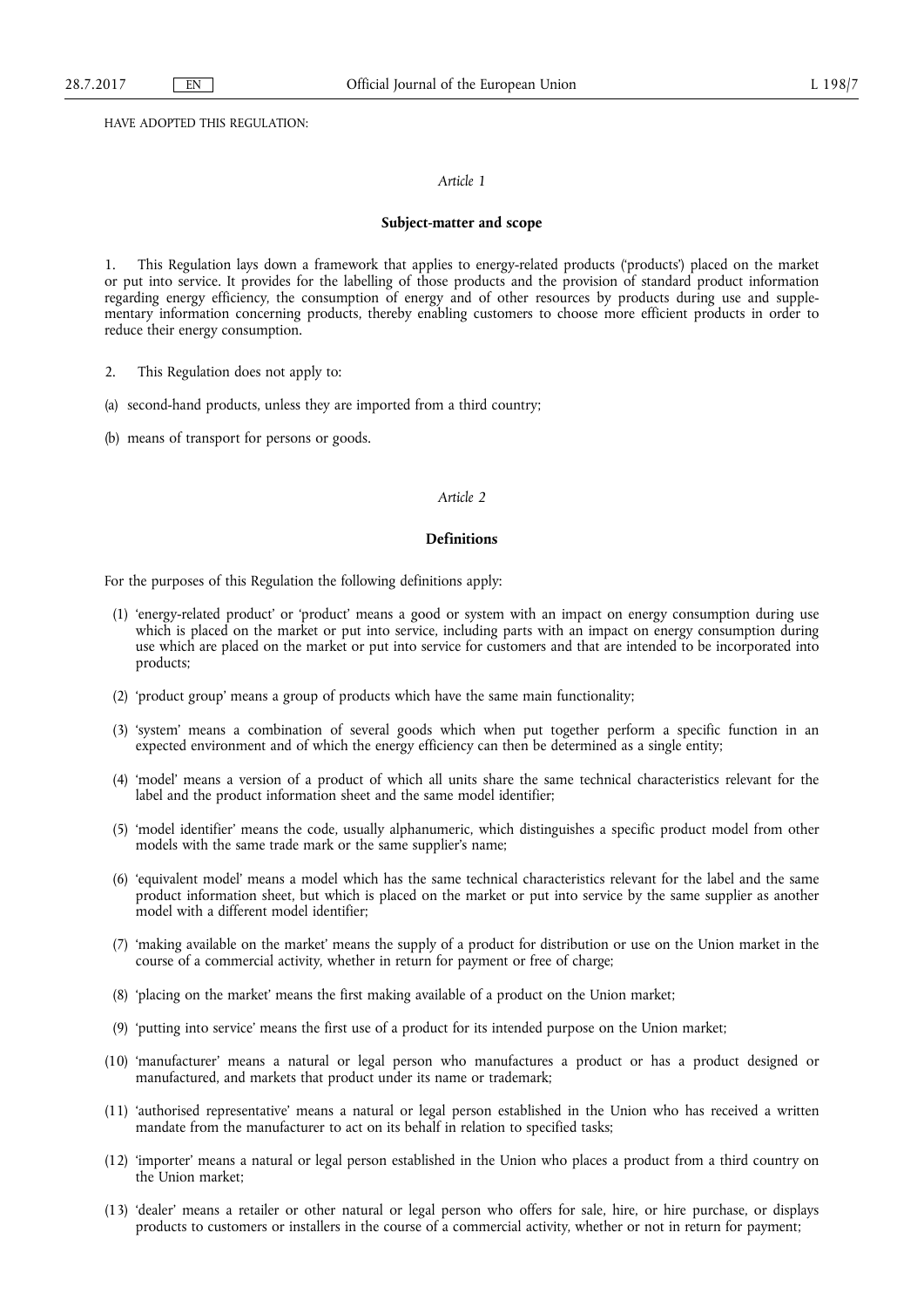HAVE ADOPTED THIS REGULATION:

*Article 1*

**Subject-matter and scope**

1. This Regulation lays down a framework that applies to energy-related products ('products') placed on the market or put into service. It provides for the labelling of those products and the provision of standard product information regarding energy efficiency, the consumption of energy and of other resources by products during use and supplementary information concerning products, thereby enabling customers to choose more efficient products in order to reduce their energy consumption.

2. This Regulation does not apply to:

(a) second-hand products, unless they are imported from a third country;

(b) means of transport for persons or goods.

*Article 2*

**Definitions**

For the purposes of this Regulation the following definitions apply:

(1) 'energy-related product' or 'product' means a good or system with an impact on energy consumption during use which is placed on the market or put into service, including parts with an impact on energy consumption during use which are placed on the market or put into service for customers and that are intended to be incorporated into products;

(2) 'product group' means a group of products which have the same main functionality;

(3) 'system' means a combination of several goods which when put together perform a specific function in an expected environment and of which the energy efficiency can then be determined as a single entity;

(4) 'model' means a version of a product of which all units share the same technical characteristics relevant for the label and the product information sheet and the same model identifier;

(5) 'model identifier' means the code, usually alphanumeric, which distinguishes a specific product model from other models with the same trade mark or the same supplier's name;

(6) 'equivalent model' means a model which has the same technical characteristics relevant for the label and the same product information sheet, but which is placed on the market or put into service by the same supplier as another model with a different model identifier;

(7) 'making available on the market' means the supply of a product for distribution or use on the Union market in the course of a commercial activity, whether in return for payment or free of charge;

(8) 'placing on the market' means the first making available of a product on the Union market;

(9) 'putting into service' means the first use of a product for its intended purpose on the Union market;

(10) 'manufacturer' means a natural or legal person who manufactures a product or has a product designed or manufactured, and markets that product under its name or trademark;

(11) 'authorised representative' means a natural or legal person established in the Union who has received a written mandate from the manufacturer to act on its behalf in relation to specified tasks;

(12) 'importer' means a natural or legal person established in the Union who places a product from a third country on the Union market;

(13) 'dealer' means a retailer or other natural or legal person who offers for sale, hire, or hire purchase, or displays products to customers or installers in the course of a commercial activity, whether or not in return for payment;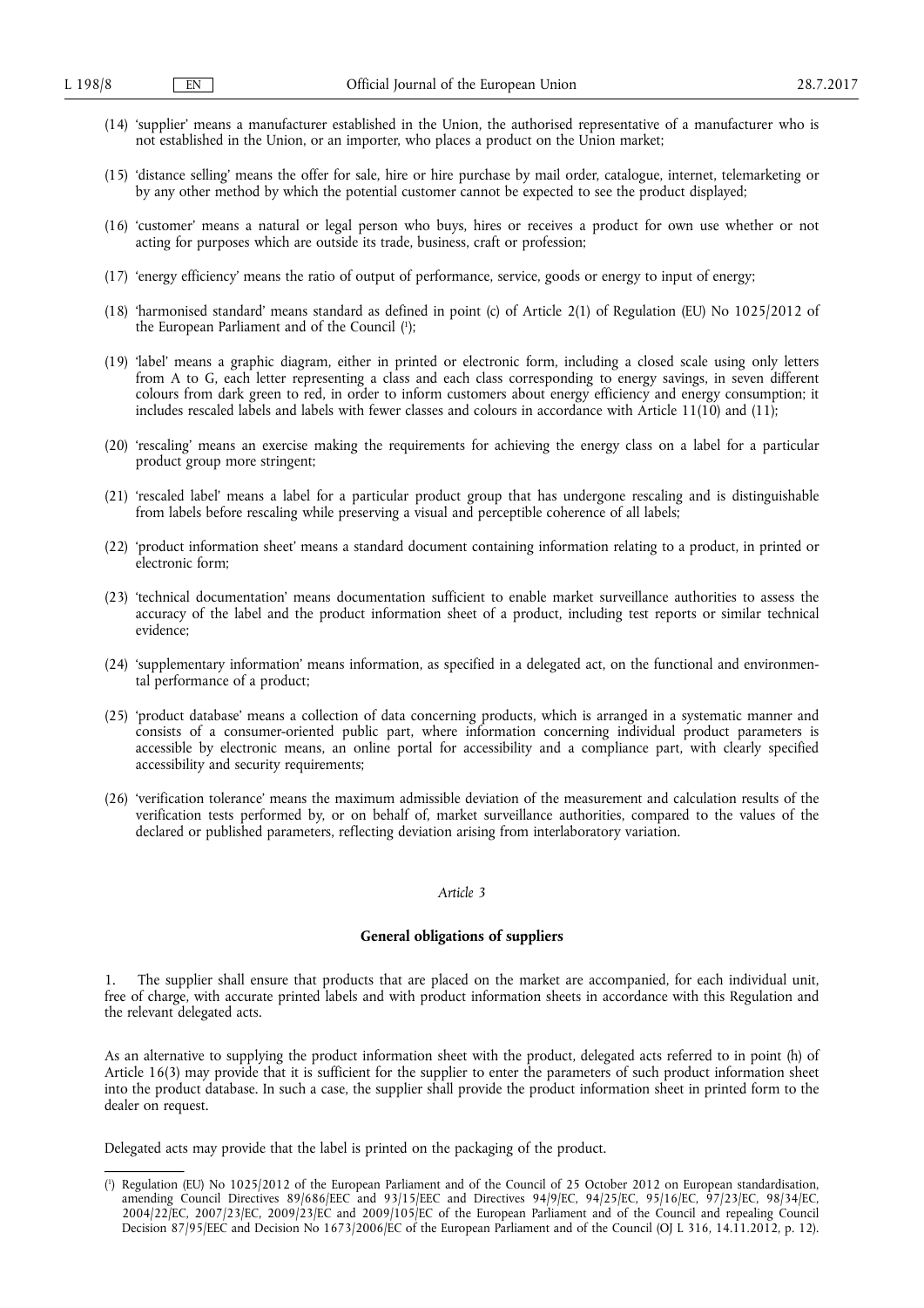(14) 'supplier' means a manufacturer established in the Union, the authorised representative of a manufacturer who is not established in the Union, or an importer, who places a product on the Union market;

(15) 'distance selling' means the offer for sale, hire or hire purchase by mail order, catalogue, internet, telemarketing or by any other method by which the potential customer cannot be expected to see the product displayed;

(16) 'customer' means a natural or legal person who buys, hires or receives a product for own use whether or not acting for purposes which are outside its trade, business, craft or profession;

(17) 'energy efficiency' means the ratio of output of performance, service, goods or energy to input of energy;

(18) 'harmonised standard' means standard as defined in point (c) of Article 2(1) of Regulation (EU) No 1025/2012 of the European Parliament and of the Council [1];

(19) 'label' means a graphic diagram, either in printed or electronic form, including a closed scale using only letters from A to G, each letter representing a class and each class corresponding to energy savings, in seven different colours from dark green to red, in order to inform customers about energy efficiency and energy consumption; it includes rescaled labels and labels with fewer classes and colours in accordance with Article 11(10) and (11);

(20) 'rescaling' means an exercise making the requirements for achieving the energy class on a label for a particular product group more stringent;

(21) 'rescaled label' means a label for a particular product group that has undergone rescaling and is distinguishable from labels before rescaling while preserving a visual and perceptible coherence of all labels;

(22) 'product information sheet' means a standard document containing information relating to a product, in printed or electronic form;

(23) 'technical documentation' means documentation sufficient to enable market surveillance authorities to assess the accuracy of the label and the product information sheet of a product, including test reports or similar technical evidence;

(24) 'supplementary information' means information, as specified in a delegated act, on the functional and environmental performance of a product;

(25) 'product database' means a collection of data concerning products, which is arranged in a systematic manner and consists of a consumer-oriented public part, where information concerning individual product parameters is accessible by electronic means, an online portal for accessibility and a compliance part, with clearly specified accessibility and security requirements;

(26) 'verification tolerance' means the maximum admissible deviation of the measurement and calculation results of the verification tests performed by, or on behalf of, market surveillance authorities, compared to the values of the declared or published parameters, reflecting deviation arising from interlaboratory variation.

*Article 3*

**General obligations of suppliers**

1. The supplier shall ensure that products that are placed on the market are accompanied, for each individual unit, free of charge, with accurate printed labels and with product information sheets in accordance with this Regulation and the relevant delegated acts.

As an alternative to supplying the product information sheet with the product, delegated acts referred to in point (h) of Article 16(3) may provide that it is sufficient for the supplier to enter the parameters of such product information sheet into the product database. In such a case, the supplier shall provide the product information sheet in printed form to the dealer on request.

Delegated acts may provide that the label is printed on the packaging of the product.

---

[1] Regulation (EU) No 1025/2012 of the European Parliament and of the Council of 25 October 2012 on European standardisation, amending Council Directives 89/686/EEC and 93/15/EEC and Directives 94/9/EC, 94/25/EC, 95/16/EC, 97/23/EC, 98/34/EC, 2004/22/EC, 2007/23/EC, 2009/23/EC and 2009/105/EC of the European Parliament and of the Council and repealing Council Decision 87/95/EEC and Decision No 1673/2006/EC of the European Parliament and of the Council (OJ L 316, 14.11.2012, p. 12).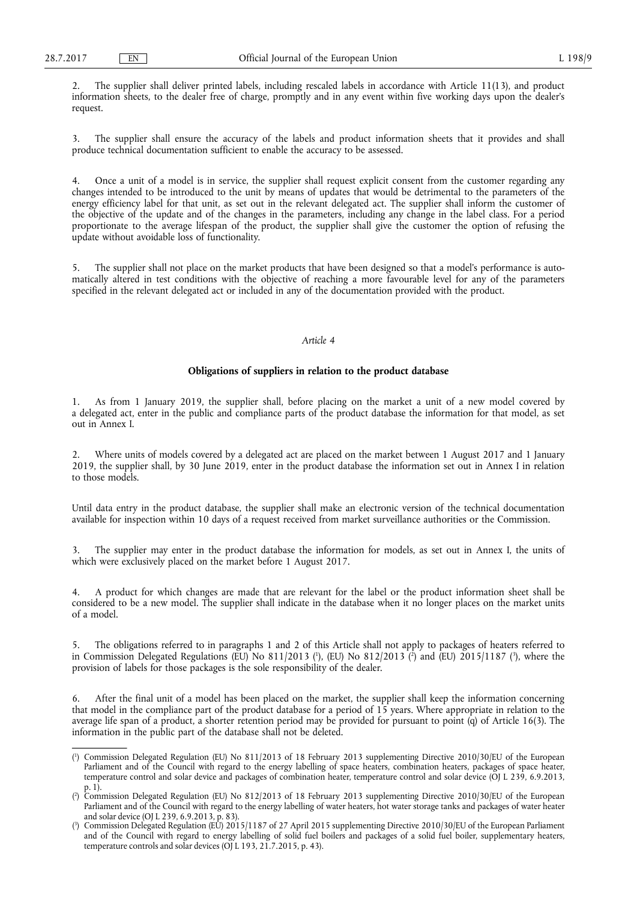2. The supplier shall deliver printed labels, including rescaled labels in accordance with Article 11(13), and product information sheets, to the dealer free of charge, promptly and in any event within five working days upon the dealer's request.

3. The supplier shall ensure the accuracy of the labels and product information sheets that it provides and shall produce technical documentation sufficient to enable the accuracy to be assessed.

4. Once a unit of a model is in service, the supplier shall request explicit consent from the customer regarding any changes intended to be introduced to the unit by means of updates that would be detrimental to the parameters of the energy efficiency label for that unit, as set out in the relevant delegated act. The supplier shall inform the customer of the objective of the update and of the changes in the parameters, including any change in the label class. For a period proportionate to the average lifespan of the product, the supplier shall give the customer the option of refusing the update without avoidable loss of functionality.

5. The supplier shall not place on the market products that have been designed so that a model's performance is automatically altered in test conditions with the objective of reaching a more favourable level for any of the parameters specified in the relevant delegated act or included in any of the documentation provided with the product.

*Article 4*

**Obligations of suppliers in relation to the product database**

1. As from 1 January 2019, the supplier shall, before placing on the market a unit of a new model covered by a delegated act, enter in the public and compliance parts of the product database the information for that model, as set out in Annex I.

2. Where units of models covered by a delegated act are placed on the market between 1 August 2017 and 1 January 2019, the supplier shall, by 30 June 2019, enter in the product database the information set out in Annex I in relation to those models.

Until data entry in the product database, the supplier shall make an electronic version of the technical documentation available for inspection within 10 days of a request received from market surveillance authorities or the Commission.

3. The supplier may enter in the product database the information for models, as set out in Annex I, the units of which were exclusively placed on the market before 1 August 2017.

4. A product for which changes are made that are relevant for the label or the product information sheet shall be considered to be a new model. The supplier shall indicate in the database when it no longer places on the market units of a model.

5. The obligations referred to in paragraphs 1 and 2 of this Article shall not apply to packages of heaters referred to in Commission Delegated Regulations (EU) No 811/2013 [1], (EU) No 812/2013 [2] and (EU) 2015/1187 [3], where the provision of labels for those packages is the sole responsibility of the dealer.

6. After the final unit of a model has been placed on the market, the supplier shall keep the information concerning that model in the compliance part of the product database for a period of 15 years. Where appropriate in relation to the average life span of a product, a shorter retention period may be provided for pursuant to point (q) of Article 16(3). The information in the public part of the database shall not be deleted.

---

[1] Commission Delegated Regulation (EU) No 811/2013 of 18 February 2013 supplementing Directive 2010/30/EU of the European Parliament and of the Council with regard to the energy labelling of space heaters, combination heaters, packages of space heater, temperature control and solar device and packages of combination heater, temperature control and solar device (OJ L 239, 6.9.2013, p. 1).

[2] Commission Delegated Regulation (EU) No 812/2013 of 18 February 2013 supplementing Directive 2010/30/EU of the European Parliament and of the Council with regard to the energy labelling of water heaters, hot water storage tanks and packages of water heater and solar device (OJ L 239, 6.9.2013, p. 83).

[3] Commission Delegated Regulation (EU) 2015/1187 of 27 April 2015 supplementing Directive 2010/30/EU of the European Parliament and of the Council with regard to energy labelling of solid fuel boilers and packages of a solid fuel boiler, supplementary heaters, temperature controls and solar devices (OJ L 193, 21.7.2015, p. 43).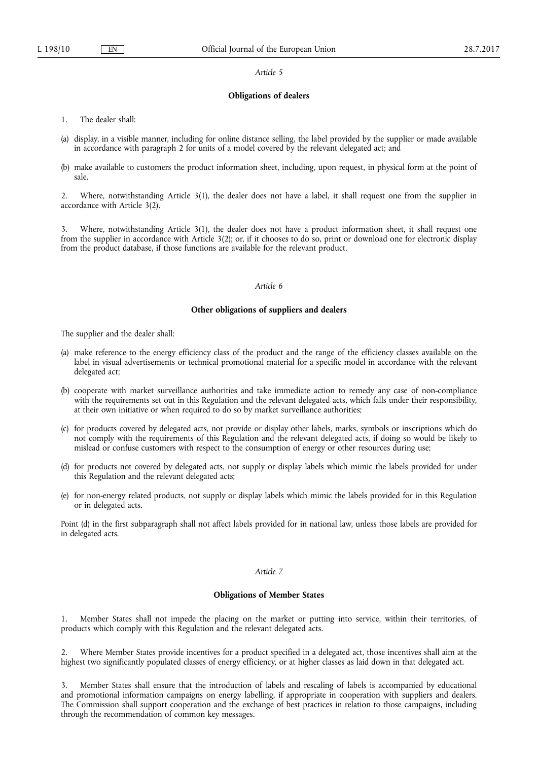*Article 5*

**Obligations of dealers**

1. The dealer shall:

(a) display, in a visible manner, including for online distance selling, the label provided by the supplier or made available in accordance with paragraph 2 for units of a model covered by the relevant delegated act; and

(b) make available to customers the product information sheet, including, upon request, in physical form at the point of sale.

2. Where, notwithstanding Article 3(1), the dealer does not have a label, it shall request one from the supplier in accordance with Article 3(2).

3. Where, notwithstanding Article 3(1), the dealer does not have a product information sheet, it shall request one from the supplier in accordance with Article 3(2); or, if it chooses to do so, print or download one for electronic display from the product database, if those functions are available for the relevant product.

*Article 6*

**Other obligations of suppliers and dealers**

The supplier and the dealer shall:

(a) make reference to the energy efficiency class of the product and the range of the efficiency classes available on the label in visual advertisements or technical promotional material for a specific model in accordance with the relevant delegated act;

(b) cooperate with market surveillance authorities and take immediate action to remedy any case of non-compliance with the requirements set out in this Regulation and the relevant delegated acts, which falls under their responsibility, at their own initiative or when required to do so by market surveillance authorities;

(c) for products covered by delegated acts, not provide or display other labels, marks, symbols or inscriptions which do not comply with the requirements of this Regulation and the relevant delegated acts, if doing so would be likely to mislead or confuse customers with respect to the consumption of energy or other resources during use;

(d) for products not covered by delegated acts, not supply or display labels which mimic the labels provided for under this Regulation and the relevant delegated acts;

(e) for non-energy related products, not supply or display labels which mimic the labels provided for in this Regulation or in delegated acts.

Point (d) in the first subparagraph shall not affect labels provided for in national law, unless those labels are provided for in delegated acts.

*Article 7*

**Obligations of Member States**

1. Member States shall not impede the placing on the market or putting into service, within their territories, of products which comply with this Regulation and the relevant delegated acts.

2. Where Member States provide incentives for a product specified in a delegated act, those incentives shall aim at the highest two significantly populated classes of energy efficiency, or at higher classes as laid down in that delegated act.

3. Member States shall ensure that the introduction of labels and rescaling of labels is accompanied by educational and promotional information campaigns on energy labelling, if appropriate in cooperation with suppliers and dealers. The Commission shall support cooperation and the exchange of best practices in relation to those campaigns, including through the recommendation of common key messages.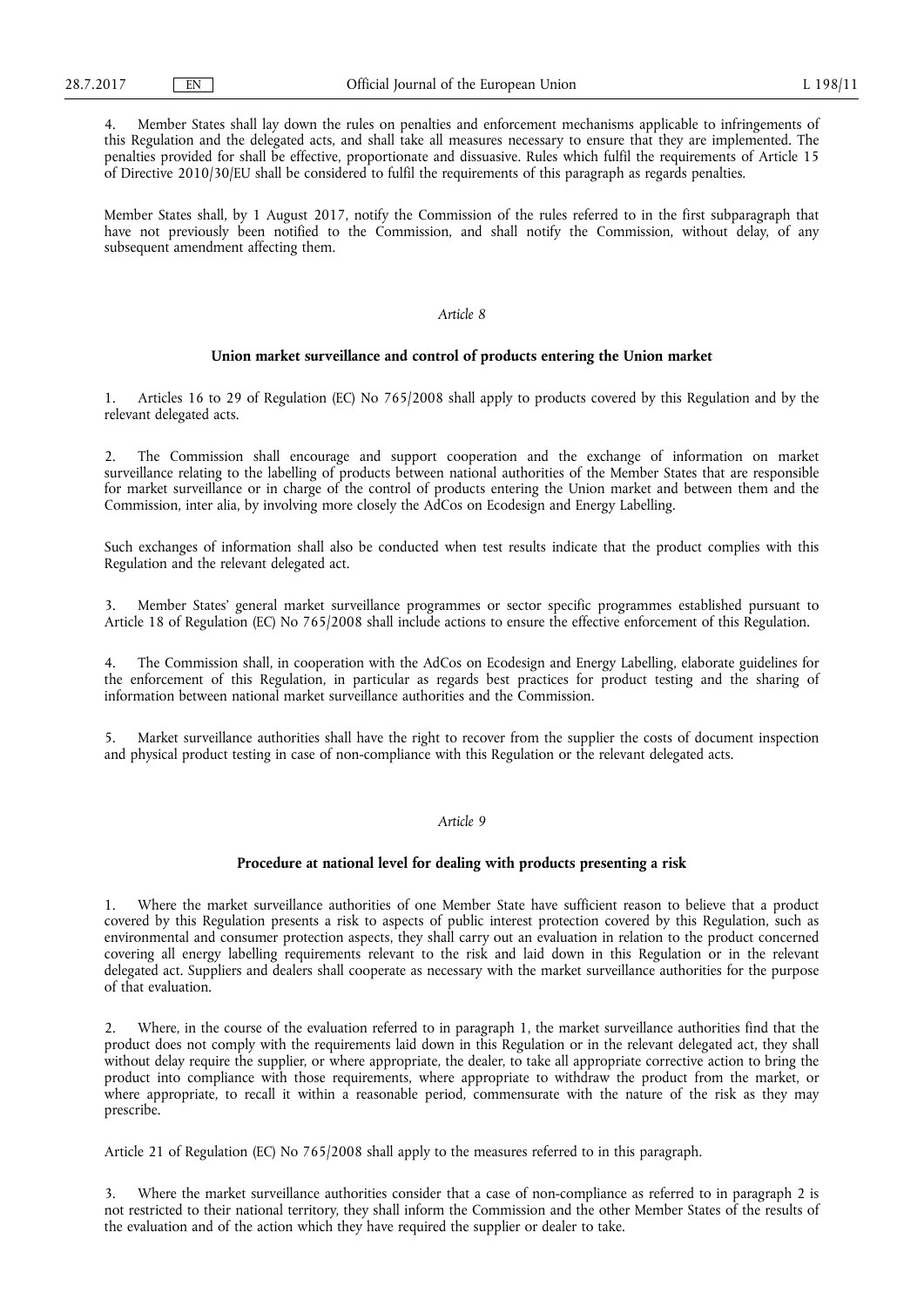4. Member States shall lay down the rules on penalties and enforcement mechanisms applicable to infringements of this Regulation and the delegated acts, and shall take all measures necessary to ensure that they are implemented. The penalties provided for shall be effective, proportionate and dissuasive. Rules which fulfil the requirements of Article 15 of Directive 2010/30/EU shall be considered to fulfil the requirements of this paragraph as regards penalties.

Member States shall, by 1 August 2017, notify the Commission of the rules referred to in the first subparagraph that have not previously been notified to the Commission, and shall notify the Commission, without delay, of any subsequent amendment affecting them.

*Article 8*

**Union market surveillance and control of products entering the Union market**

1. Articles 16 to 29 of Regulation (EC) No 765/2008 shall apply to products covered by this Regulation and by the relevant delegated acts.

2. The Commission shall encourage and support cooperation and the exchange of information on market surveillance relating to the labelling of products between national authorities of the Member States that are responsible for market surveillance or in charge of the control of products entering the Union market and between them and the Commission, inter alia, by involving more closely the AdCos on Ecodesign and Energy Labelling.

Such exchanges of information shall also be conducted when test results indicate that the product complies with this Regulation and the relevant delegated act.

3. Member States' general market surveillance programmes or sector specific programmes established pursuant to Article 18 of Regulation (EC) No 765/2008 shall include actions to ensure the effective enforcement of this Regulation.

4. The Commission shall, in cooperation with the AdCos on Ecodesign and Energy Labelling, elaborate guidelines for the enforcement of this Regulation, in particular as regards best practices for product testing and the sharing of information between national market surveillance authorities and the Commission.

5. Market surveillance authorities shall have the right to recover from the supplier the costs of document inspection and physical product testing in case of non-compliance with this Regulation or the relevant delegated acts.

*Article 9*

**Procedure at national level for dealing with products presenting a risk**

1. Where the market surveillance authorities of one Member State have sufficient reason to believe that a product covered by this Regulation presents a risk to aspects of public interest protection covered by this Regulation, such as environmental and consumer protection aspects, they shall carry out an evaluation in relation to the product concerned covering all energy labelling requirements relevant to the risk and laid down in this Regulation or in the relevant delegated act. Suppliers and dealers shall cooperate as necessary with the market surveillance authorities for the purpose of that evaluation.

2. Where, in the course of the evaluation referred to in paragraph 1, the market surveillance authorities find that the product does not comply with the requirements laid down in this Regulation or in the relevant delegated act, they shall without delay require the supplier, or where appropriate, the dealer, to take all appropriate corrective action to bring the product into compliance with those requirements, where appropriate to withdraw the product from the market, or where appropriate, to recall it within a reasonable period, commensurate with the nature of the risk as they may prescribe.

Article 21 of Regulation (EC) No 765/2008 shall apply to the measures referred to in this paragraph.

3. Where the market surveillance authorities consider that a case of non-compliance as referred to in paragraph 2 is not restricted to their national territory, they shall inform the Commission and the other Member States of the results of the evaluation and of the action which they have required the supplier or dealer to take.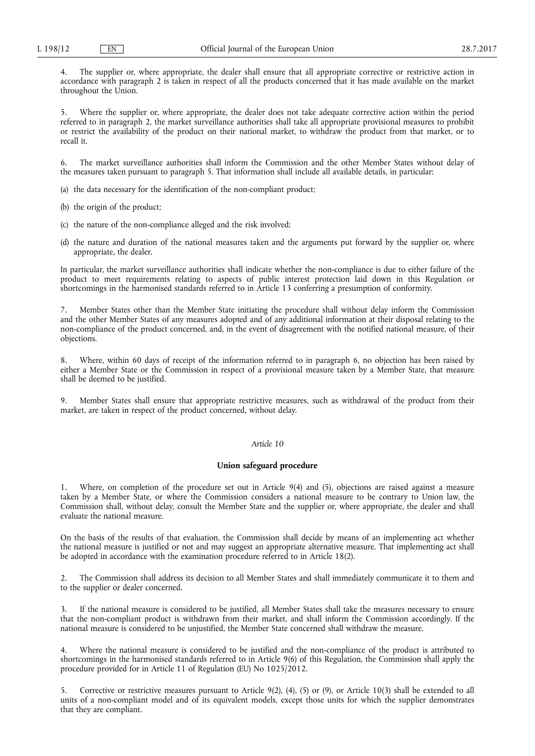4. The supplier or, where appropriate, the dealer shall ensure that all appropriate corrective or restrictive action in accordance with paragraph 2 is taken in respect of all the products concerned that it has made available on the market throughout the Union.

5. Where the supplier or, where appropriate, the dealer does not take adequate corrective action within the period referred to in paragraph 2, the market surveillance authorities shall take all appropriate provisional measures to prohibit or restrict the availability of the product on their national market, to withdraw the product from that market, or to recall it.

6. The market surveillance authorities shall inform the Commission and the other Member States without delay of the measures taken pursuant to paragraph 5. That information shall include all available details, in particular:

(a) the data necessary for the identification of the non-compliant product;

(b) the origin of the product;

(c) the nature of the non-compliance alleged and the risk involved;

(d) the nature and duration of the national measures taken and the arguments put forward by the supplier or, where appropriate, the dealer.

In particular, the market surveillance authorities shall indicate whether the non-compliance is due to either failure of the product to meet requirements relating to aspects of public interest protection laid down in this Regulation or shortcomings in the harmonised standards referred to in Article 13 conferring a presumption of conformity.

7. Member States other than the Member State initiating the procedure shall without delay inform the Commission and the other Member States of any measures adopted and of any additional information at their disposal relating to the non-compliance of the product concerned, and, in the event of disagreement with the notified national measure, of their objections.

8. Where, within 60 days of receipt of the information referred to in paragraph 6, no objection has been raised by either a Member State or the Commission in respect of a provisional measure taken by a Member State, that measure shall be deemed to be justified.

9. Member States shall ensure that appropriate restrictive measures, such as withdrawal of the product from their market, are taken in respect of the product concerned, without delay.

*Article 10*

**Union safeguard procedure**

1. Where, on completion of the procedure set out in Article 9(4) and (5), objections are raised against a measure taken by a Member State, or where the Commission considers a national measure to be contrary to Union law, the Commission shall, without delay, consult the Member State and the supplier or, where appropriate, the dealer and shall evaluate the national measure.

On the basis of the results of that evaluation, the Commission shall decide by means of an implementing act whether the national measure is justified or not and may suggest an appropriate alternative measure. That implementing act shall be adopted in accordance with the examination procedure referred to in Article 18(2).

2. The Commission shall address its decision to all Member States and shall immediately communicate it to them and to the supplier or dealer concerned.

3. If the national measure is considered to be justified, all Member States shall take the measures necessary to ensure that the non-compliant product is withdrawn from their market, and shall inform the Commission accordingly. If the national measure is considered to be unjustified, the Member State concerned shall withdraw the measure.

4. Where the national measure is considered to be justified and the non-compliance of the product is attributed to shortcomings in the harmonised standards referred to in Article 9(6) of this Regulation, the Commission shall apply the procedure provided for in Article 11 of Regulation (EU) No 1025/2012.

5. Corrective or restrictive measures pursuant to Article 9(2), (4), (5) or (9), or Article 10(3) shall be extended to all units of a non-compliant model and of its equivalent models, except those units for which the supplier demonstrates that they are compliant.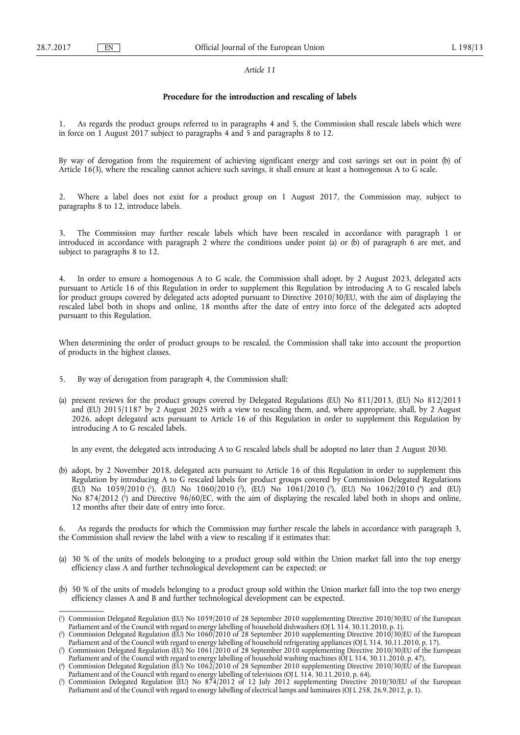*Article 11*

**Procedure for the introduction and rescaling of labels**

1. As regards the product groups referred to in paragraphs 4 and 5, the Commission shall rescale labels which were in force on 1 August 2017 subject to paragraphs 4 and 5 and paragraphs 8 to 12.

By way of derogation from the requirement of achieving significant energy and cost savings set out in point (b) of Article 16(3), where the rescaling cannot achieve such savings, it shall ensure at least a homogenous A to G scale.

2. Where a label does not exist for a product group on 1 August 2017, the Commission may, subject to paragraphs 8 to 12, introduce labels.

3. The Commission may further rescale labels which have been rescaled in accordance with paragraph 1 or introduced in accordance with paragraph 2 where the conditions under point (a) or (b) of paragraph 6 are met, and subject to paragraphs 8 to 12.

4. In order to ensure a homogenous A to G scale, the Commission shall adopt, by 2 August 2023, delegated acts pursuant to Article 16 of this Regulation in order to supplement this Regulation by introducing A to G rescaled labels for product groups covered by delegated acts adopted pursuant to Directive 2010/30/EU, with the aim of displaying the rescaled label both in shops and online, 18 months after the date of entry into force of the delegated acts adopted pursuant to this Regulation.

When determining the order of product groups to be rescaled, the Commission shall take into account the proportion of products in the highest classes.

5. By way of derogation from paragraph 4, the Commission shall:

(a) present reviews for the product groups covered by Delegated Regulations (EU) No 811/2013, (EU) No 812/2013 and (EU) 2015/1187 by 2 August 2025 with a view to rescaling them, and, where appropriate, shall, by 2 August 2026, adopt delegated acts pursuant to Article 16 of this Regulation in order to supplement this Regulation by introducing A to G rescaled labels.

In any event, the delegated acts introducing A to G rescaled labels shall be adopted no later than 2 August 2030.

(b) adopt, by 2 November 2018, delegated acts pursuant to Article 16 of this Regulation in order to supplement this Regulation by introducing A to G rescaled labels for product groups covered by Commission Delegated Regulations (EU) No 1059/2010 [1], (EU) No 1060/2010 [2], (EU) No 1061/2010 [3], (EU) No 1062/2010 [4] and (EU) No 874/2012 [5] and Directive 96/60/EC, with the aim of displaying the rescaled label both in shops and online, 12 months after their date of entry into force.

6. As regards the products for which the Commission may further rescale the labels in accordance with paragraph 3, the Commission shall review the label with a view to rescaling if it estimates that:

(a) 30 % of the units of models belonging to a product group sold within the Union market fall into the top energy efficiency class A and further technological development can be expected; or

(b) 50 % of the units of models belonging to a product group sold within the Union market fall into the top two energy efficiency classes A and B and further technological development can be expected.

---

[1] Commission Delegated Regulation (EU) No 1059/2010 of 28 September 2010 supplementing Directive 2010/30/EU of the European Parliament and of the Council with regard to energy labelling of household dishwashers (OJ L 314, 30.11.2010, p. 1).

[2] Commission Delegated Regulation (EU) No 1060/2010 of 28 September 2010 supplementing Directive 2010/30/EU of the European Parliament and of the Council with regard to energy labelling of household refrigerating appliances (OJ L 314, 30.11.2010, p. 17).

[3] Commission Delegated Regulation (EU) No 1061/2010 of 28 September 2010 supplementing Directive 2010/30/EU of the European Parliament and of the Council with regard to energy labelling of household washing machines (OJ L 314, 30.11.2010, p. 47).

[4] Commission Delegated Regulation (EU) No 1062/2010 of 28 September 2010 supplementing Directive 2010/30/EU of the European Parliament and of the Council with regard to energy labelling of televisions (OJ L 314, 30.11.2010, p. 64).

[5] Commission Delegated Regulation (EU) No 874/2012 of 12 July 2012 supplementing Directive 2010/30/EU of the European Parliament and of the Council with regard to energy labelling of electrical lamps and luminaires (OJ L 258, 26.9.2012, p. 1).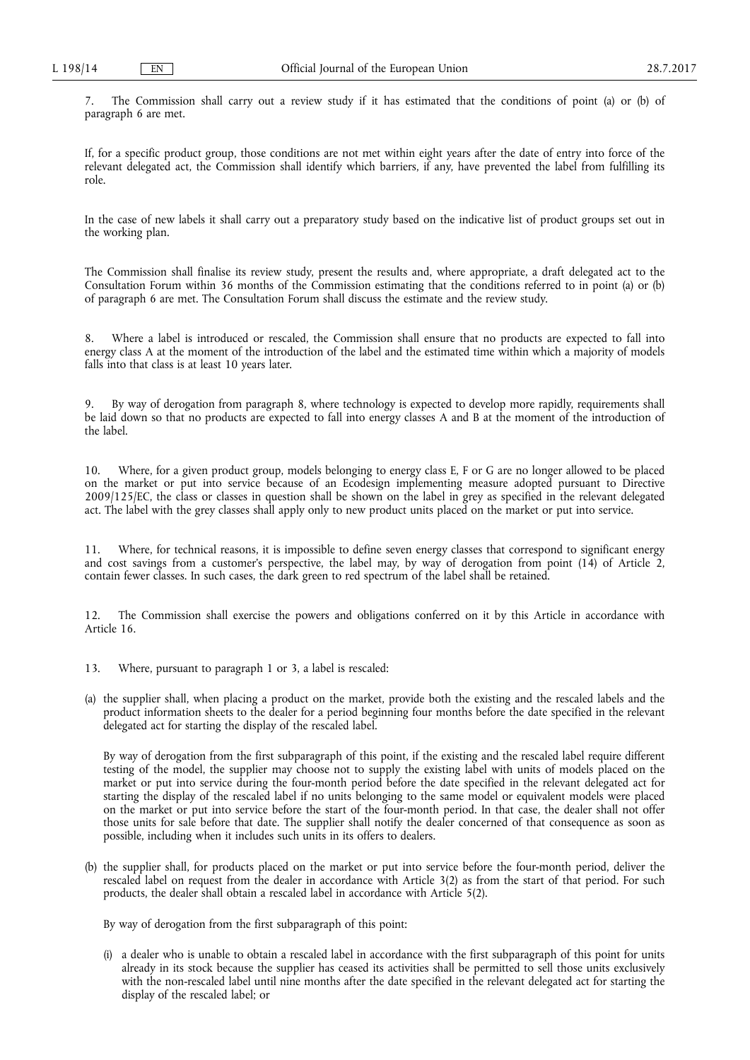7. The Commission shall carry out a review study if it has estimated that the conditions of point (a) or (b) of paragraph 6 are met.

If, for a specific product group, those conditions are not met within eight years after the date of entry into force of the relevant delegated act, the Commission shall identify which barriers, if any, have prevented the label from fulfilling its role.

In the case of new labels it shall carry out a preparatory study based on the indicative list of product groups set out in the working plan.

The Commission shall finalise its review study, present the results and, where appropriate, a draft delegated act to the Consultation Forum within 36 months of the Commission estimating that the conditions referred to in point (a) or (b) of paragraph 6 are met. The Consultation Forum shall discuss the estimate and the review study.

8. Where a label is introduced or rescaled, the Commission shall ensure that no products are expected to fall into energy class A at the moment of the introduction of the label and the estimated time within which a majority of models falls into that class is at least 10 years later.

9. By way of derogation from paragraph 8, where technology is expected to develop more rapidly, requirements shall be laid down so that no products are expected to fall into energy classes A and B at the moment of the introduction of the label.

10. Where, for a given product group, models belonging to energy class E, F or G are no longer allowed to be placed on the market or put into service because of an Ecodesign implementing measure adopted pursuant to Directive 2009/125/EC, the class or classes in question shall be shown on the label in grey as specified in the relevant delegated act. The label with the grey classes shall apply only to new product units placed on the market or put into service.

11. Where, for technical reasons, it is impossible to define seven energy classes that correspond to significant energy and cost savings from a customer's perspective, the label may, by way of derogation from point (14) of Article 2, contain fewer classes. In such cases, the dark green to red spectrum of the label shall be retained.

12. The Commission shall exercise the powers and obligations conferred on it by this Article in accordance with Article 16.

13. Where, pursuant to paragraph 1 or 3, a label is rescaled:

(a) the supplier shall, when placing a product on the market, provide both the existing and the rescaled labels and the product information sheets to the dealer for a period beginning four months before the date specified in the relevant delegated act for starting the display of the rescaled label.

By way of derogation from the first subparagraph of this point, if the existing and the rescaled label require different testing of the model, the supplier may choose not to supply the existing label with units of models placed on the market or put into service during the four-month period before the date specified in the relevant delegated act for starting the display of the rescaled label if no units belonging to the same model or equivalent models were placed on the market or put into service before the start of the four-month period. In that case, the dealer shall not offer those units for sale before that date. The supplier shall notify the dealer concerned of that consequence as soon as possible, including when it includes such units in its offers to dealers.

(b) the supplier shall, for products placed on the market or put into service before the four-month period, deliver the rescaled label on request from the dealer in accordance with Article 3(2) as from the start of that period. For such products, the dealer shall obtain a rescaled label in accordance with Article 5(2).

By way of derogation from the first subparagraph of this point:

(i) a dealer who is unable to obtain a rescaled label in accordance with the first subparagraph of this point for units already in its stock because the supplier has ceased its activities shall be permitted to sell those units exclusively with the non-rescaled label until nine months after the date specified in the relevant delegated act for starting the display of the rescaled label; or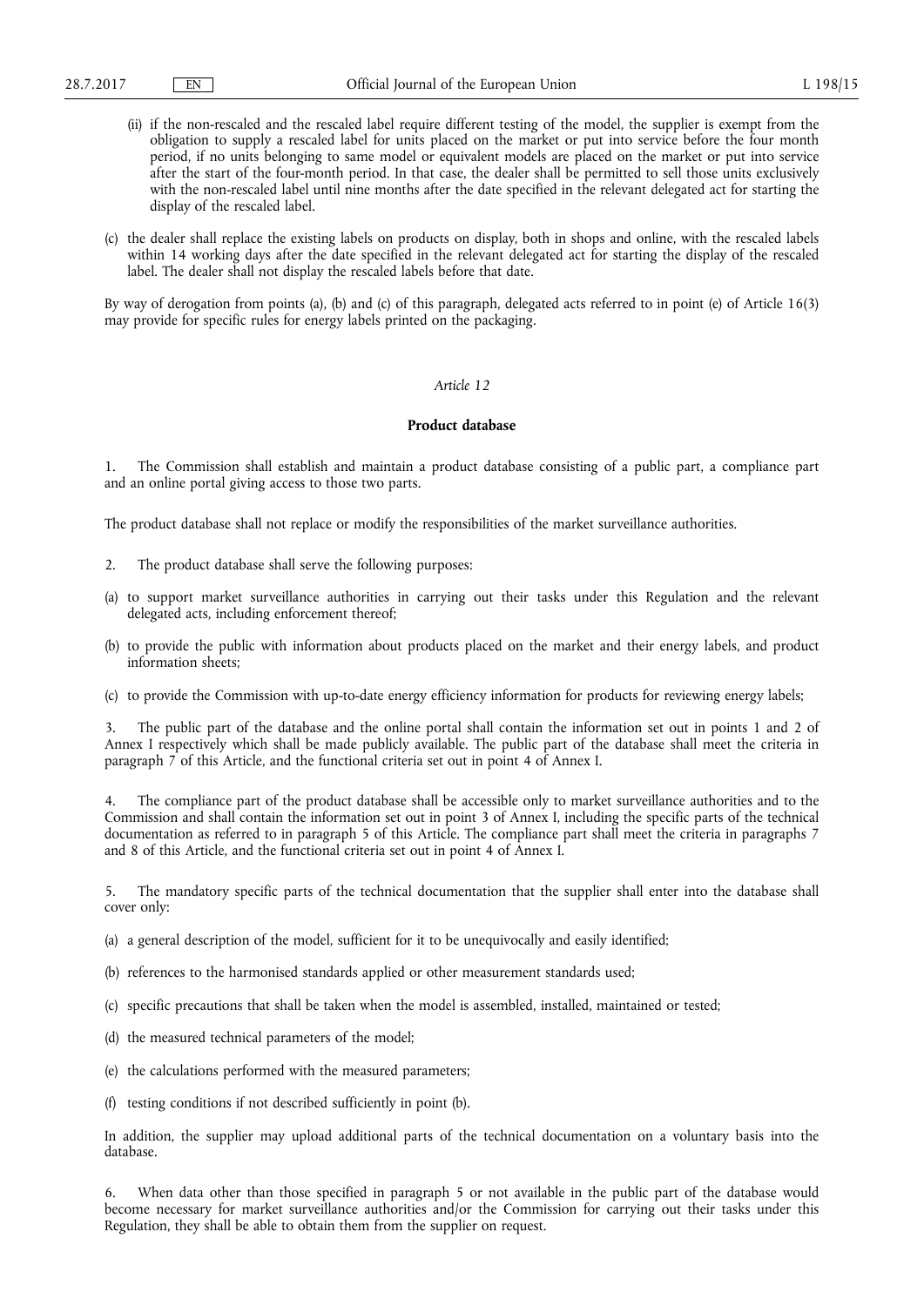(ii) if the non-rescaled and the rescaled label require different testing of the model, the supplier is exempt from the obligation to supply a rescaled label for units placed on the market or put into service before the four month period, if no units belonging to same model or equivalent models are placed on the market or put into service after the start of the four-month period. In that case, the dealer shall be permitted to sell those units exclusively with the non-rescaled label until nine months after the date specified in the relevant delegated act for starting the display of the rescaled label.

(c) the dealer shall replace the existing labels on products on display, both in shops and online, with the rescaled labels within 14 working days after the date specified in the relevant delegated act for starting the display of the rescaled label. The dealer shall not display the rescaled labels before that date.

By way of derogation from points (a), (b) and (c) of this paragraph, delegated acts referred to in point (e) of Article 16(3) may provide for specific rules for energy labels printed on the packaging.

*Article 12*

**Product database**

1. The Commission shall establish and maintain a product database consisting of a public part, a compliance part and an online portal giving access to those two parts.

The product database shall not replace or modify the responsibilities of the market surveillance authorities.

2. The product database shall serve the following purposes:

(a) to support market surveillance authorities in carrying out their tasks under this Regulation and the relevant delegated acts, including enforcement thereof;

(b) to provide the public with information about products placed on the market and their energy labels, and product information sheets;

(c) to provide the Commission with up-to-date energy efficiency information for products for reviewing energy labels;

3. The public part of the database and the online portal shall contain the information set out in points 1 and 2 of Annex I respectively which shall be made publicly available. The public part of the database shall meet the criteria in paragraph 7 of this Article, and the functional criteria set out in point 4 of Annex I.

4. The compliance part of the product database shall be accessible only to market surveillance authorities and to the Commission and shall contain the information set out in point 3 of Annex I, including the specific parts of the technical documentation as referred to in paragraph 5 of this Article. The compliance part shall meet the criteria in paragraphs 7 and 8 of this Article, and the functional criteria set out in point 4 of Annex I.

5. The mandatory specific parts of the technical documentation that the supplier shall enter into the database shall cover only:

(a) a general description of the model, sufficient for it to be unequivocally and easily identified;

(b) references to the harmonised standards applied or other measurement standards used;

(c) specific precautions that shall be taken when the model is assembled, installed, maintained or tested;

(d) the measured technical parameters of the model;

(e) the calculations performed with the measured parameters;

(f) testing conditions if not described sufficiently in point (b).

In addition, the supplier may upload additional parts of the technical documentation on a voluntary basis into the database.

6. When data other than those specified in paragraph 5 or not available in the public part of the database would become necessary for market surveillance authorities and/or the Commission for carrying out their tasks under this Regulation, they shall be able to obtain them from the supplier on request.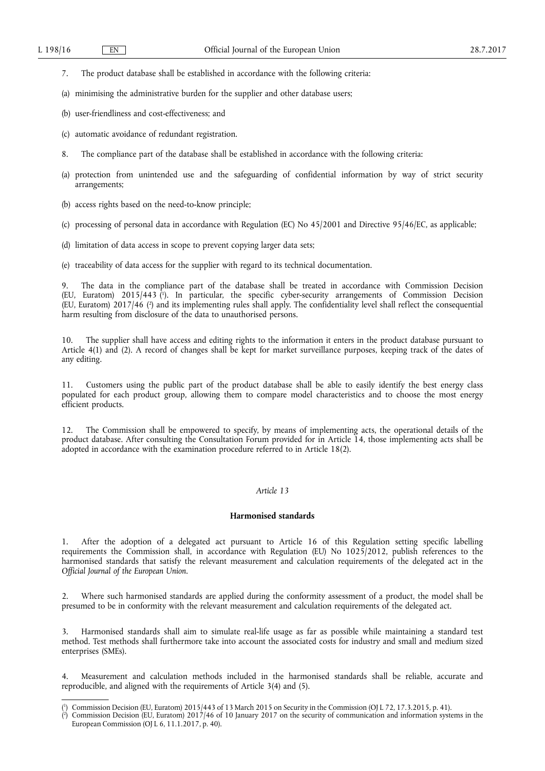7. The product database shall be established in accordance with the following criteria:

(a) minimising the administrative burden for the supplier and other database users;

(b) user-friendliness and cost-effectiveness; and

(c) automatic avoidance of redundant registration.

8. The compliance part of the database shall be established in accordance with the following criteria:

(a) protection from unintended use and the safeguarding of confidential information by way of strict security arrangements;

(b) access rights based on the need-to-know principle;

(c) processing of personal data in accordance with Regulation (EC) No 45/2001 and Directive 95/46/EC, as applicable;

(d) limitation of data access in scope to prevent copying larger data sets;

(e) traceability of data access for the supplier with regard to its technical documentation.

9. The data in the compliance part of the database shall be treated in accordance with Commission Decision (EU, Euratom) 2015/443 [1]. In particular, the specific cyber-security arrangements of Commission Decision (EU, Euratom) 2017/46 [2] and its implementing rules shall apply. The confidentiality level shall reflect the consequential harm resulting from disclosure of the data to unauthorised persons.

10. The supplier shall have access and editing rights to the information it enters in the product database pursuant to Article 4(1) and (2). A record of changes shall be kept for market surveillance purposes, keeping track of the dates of any editing.

11. Customers using the public part of the product database shall be able to easily identify the best energy class populated for each product group, allowing them to compare model characteristics and to choose the most energy efficient products.

12. The Commission shall be empowered to specify, by means of implementing acts, the operational details of the product database. After consulting the Consultation Forum provided for in Article 14, those implementing acts shall be adopted in accordance with the examination procedure referred to in Article 18(2).

*Article 13*

**Harmonised standards**

1. After the adoption of a delegated act pursuant to Article 16 of this Regulation setting specific labelling requirements the Commission shall, in accordance with Regulation (EU) No 1025/2012, publish references to the harmonised standards that satisfy the relevant measurement and calculation requirements of the delegated act in the *Official Journal of the European Union*.

2. Where such harmonised standards are applied during the conformity assessment of a product, the model shall be presumed to be in conformity with the relevant measurement and calculation requirements of the delegated act.

3. Harmonised standards shall aim to simulate real-life usage as far as possible while maintaining a standard test method. Test methods shall furthermore take into account the associated costs for industry and small and medium sized enterprises (SMEs).

4. Measurement and calculation methods included in the harmonised standards shall be reliable, accurate and reproducible, and aligned with the requirements of Article 3(4) and (5).

---

[1] Commission Decision (EU, Euratom) 2015/443 of 13 March 2015 on Security in the Commission (OJ L 72, 17.3.2015, p. 41).

[2] Commission Decision (EU, Euratom) 2017/46 of 10 January 2017 on the security of communication and information systems in the European Commission (OJ L 6, 11.1.2017, p. 40).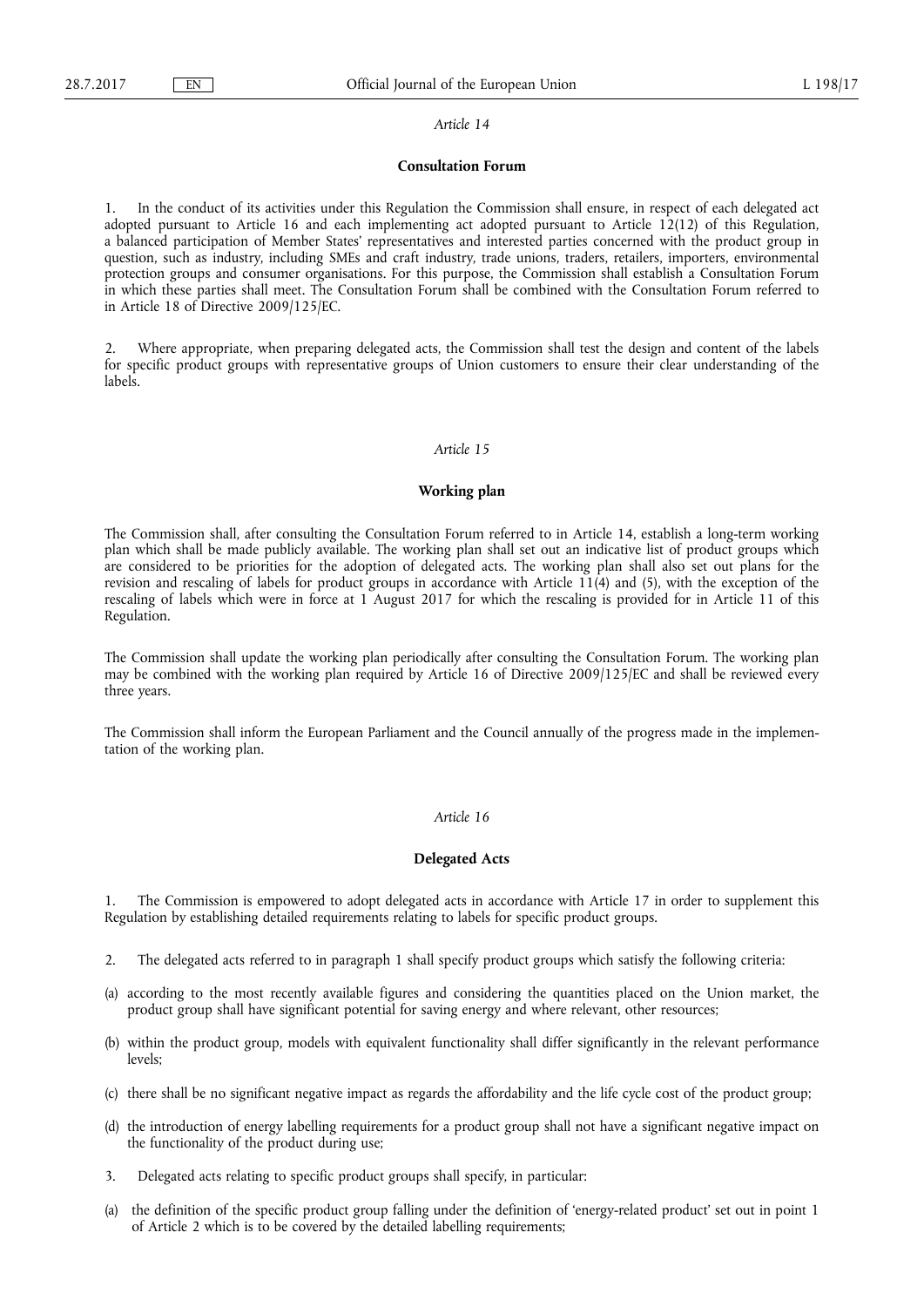*Article 14*

**Consultation Forum**

1. In the conduct of its activities under this Regulation the Commission shall ensure, in respect of each delegated act adopted pursuant to Article 16 and each implementing act adopted pursuant to Article 12(12) of this Regulation, a balanced participation of Member States' representatives and interested parties concerned with the product group in question, such as industry, including SMEs and craft industry, trade unions, traders, retailers, importers, environmental protection groups and consumer organisations. For this purpose, the Commission shall establish a Consultation Forum in which these parties shall meet. The Consultation Forum shall be combined with the Consultation Forum referred to in Article 18 of Directive 2009/125/EC.

2. Where appropriate, when preparing delegated acts, the Commission shall test the design and content of the labels for specific product groups with representative groups of Union customers to ensure their clear understanding of the labels.

*Article 15*

**Working plan**

The Commission shall, after consulting the Consultation Forum referred to in Article 14, establish a long-term working plan which shall be made publicly available. The working plan shall set out an indicative list of product groups which are considered to be priorities for the adoption of delegated acts. The working plan shall also set out plans for the revision and rescaling of labels for product groups in accordance with Article 11(4) and (5), with the exception of the rescaling of labels which were in force at 1 August 2017 for which the rescaling is provided for in Article 11 of this Regulation.

The Commission shall update the working plan periodically after consulting the Consultation Forum. The working plan may be combined with the working plan required by Article 16 of Directive 2009/125/EC and shall be reviewed every three years.

The Commission shall inform the European Parliament and the Council annually of the progress made in the implementation of the working plan.

*Article 16*

**Delegated Acts**

1. The Commission is empowered to adopt delegated acts in accordance with Article 17 in order to supplement this Regulation by establishing detailed requirements relating to labels for specific product groups.

2. The delegated acts referred to in paragraph 1 shall specify product groups which satisfy the following criteria:

(a) according to the most recently available figures and considering the quantities placed on the Union market, the product group shall have significant potential for saving energy and where relevant, other resources;

(b) within the product group, models with equivalent functionality shall differ significantly in the relevant performance levels;

(c) there shall be no significant negative impact as regards the affordability and the life cycle cost of the product group;

(d) the introduction of energy labelling requirements for a product group shall not have a significant negative impact on the functionality of the product during use;

3. Delegated acts relating to specific product groups shall specify, in particular:

(a) the definition of the specific product group falling under the definition of 'energy-related product' set out in point 1 of Article 2 which is to be covered by the detailed labelling requirements;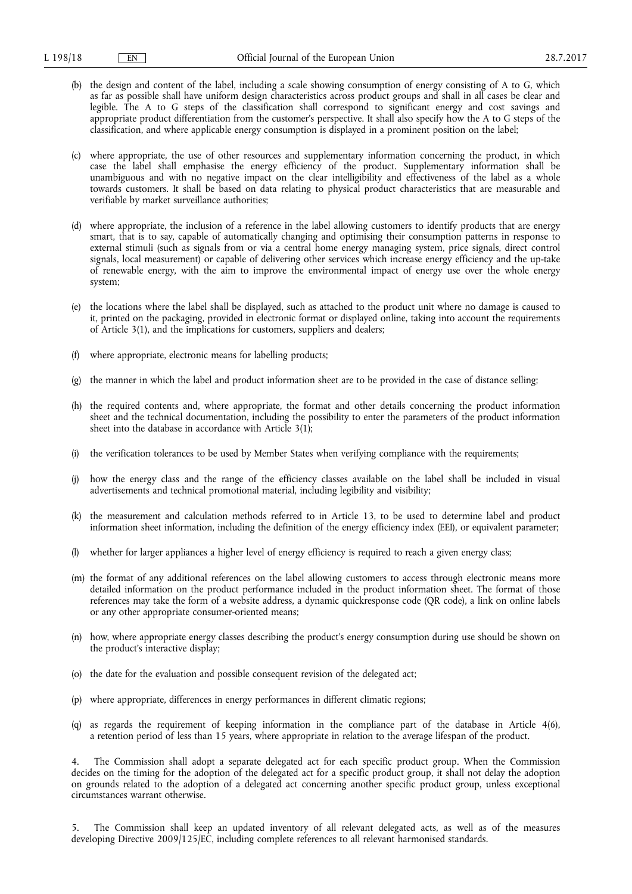(b) the design and content of the label, including a scale showing consumption of energy consisting of A to G, which as far as possible shall have uniform design characteristics across product groups and shall in all cases be clear and legible. The A to G steps of the classification shall correspond to significant energy and cost savings and appropriate product differentiation from the customer's perspective. It shall also specify how the A to G steps of the classification, and where applicable energy consumption is displayed in a prominent position on the label;

(c) where appropriate, the use of other resources and supplementary information concerning the product, in which case the label shall emphasise the energy efficiency of the product. Supplementary information shall be unambiguous and with no negative impact on the clear intelligibility and effectiveness of the label as a whole towards customers. It shall be based on data relating to physical product characteristics that are measurable and verifiable by market surveillance authorities;

(d) where appropriate, the inclusion of a reference in the label allowing customers to identify products that are energy smart, that is to say, capable of automatically changing and optimising their consumption patterns in response to external stimuli (such as signals from or via a central home energy managing system, price signals, direct control signals, local measurement) or capable of delivering other services which increase energy efficiency and the up-take of renewable energy, with the aim to improve the environmental impact of energy use over the whole energy system;

(e) the locations where the label shall be displayed, such as attached to the product unit where no damage is caused to it, printed on the packaging, provided in electronic format or displayed online, taking into account the requirements of Article 3(1), and the implications for customers, suppliers and dealers;

(f) where appropriate, electronic means for labelling products;

(g) the manner in which the label and product information sheet are to be provided in the case of distance selling;

(h) the required contents and, where appropriate, the format and other details concerning the product information sheet and the technical documentation, including the possibility to enter the parameters of the product information sheet into the database in accordance with Article 3(1);

(i) the verification tolerances to be used by Member States when verifying compliance with the requirements;

(j) how the energy class and the range of the efficiency classes available on the label shall be included in visual advertisements and technical promotional material, including legibility and visibility;

(k) the measurement and calculation methods referred to in Article 13, to be used to determine label and product information sheet information, including the definition of the energy efficiency index (EEI), or equivalent parameter;

(l) whether for larger appliances a higher level of energy efficiency is required to reach a given energy class;

(m) the format of any additional references on the label allowing customers to access through electronic means more detailed information on the product performance included in the product information sheet. The format of those references may take the form of a website address, a dynamic quickresponse code (QR code), a link on online labels or any other appropriate consumer-oriented means;

(n) how, where appropriate energy classes describing the product's energy consumption during use should be shown on the product's interactive display;

(o) the date for the evaluation and possible consequent revision of the delegated act;

(p) where appropriate, differences in energy performances in different climatic regions;

(q) as regards the requirement of keeping information in the compliance part of the database in Article 4(6), a retention period of less than 15 years, where appropriate in relation to the average lifespan of the product.

4. The Commission shall adopt a separate delegated act for each specific product group. When the Commission decides on the timing for the adoption of the delegated act for a specific product group, it shall not delay the adoption on grounds related to the adoption of a delegated act concerning another specific product group, unless exceptional circumstances warrant otherwise.

5. The Commission shall keep an updated inventory of all relevant delegated acts, as well as of the measures developing Directive 2009/125/EC, including complete references to all relevant harmonised standards.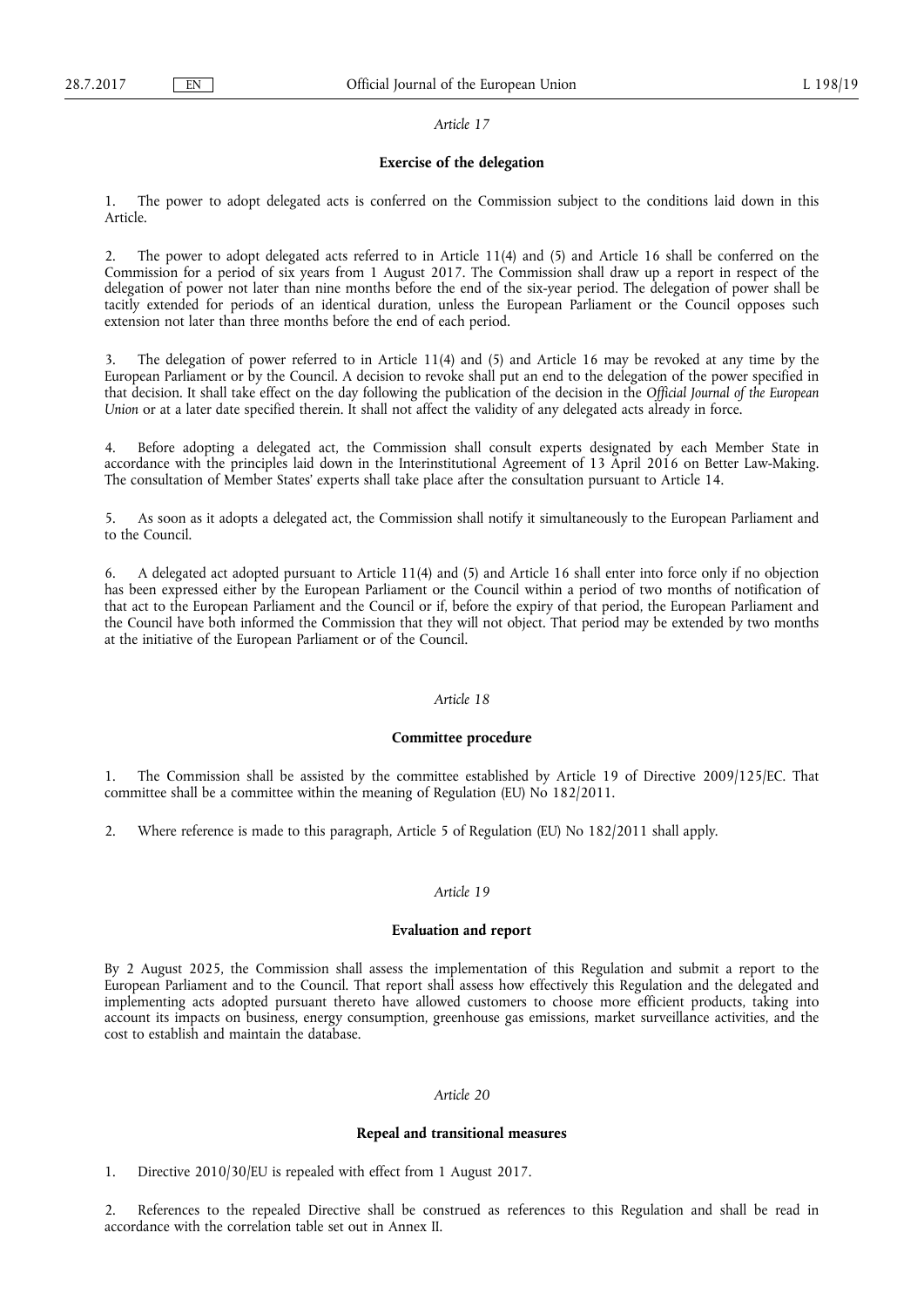*Article 17*

**Exercise of the delegation**

1. The power to adopt delegated acts is conferred on the Commission subject to the conditions laid down in this Article.

2. The power to adopt delegated acts referred to in Article 11(4) and (5) and Article 16 shall be conferred on the Commission for a period of six years from 1 August 2017. The Commission shall draw up a report in respect of the delegation of power not later than nine months before the end of the six-year period. The delegation of power shall be tacitly extended for periods of an identical duration, unless the European Parliament or the Council opposes such extension not later than three months before the end of each period.

3. The delegation of power referred to in Article 11(4) and (5) and Article 16 may be revoked at any time by the European Parliament or by the Council. A decision to revoke shall put an end to the delegation of the power specified in that decision. It shall take effect on the day following the publication of the decision in the *Official Journal of the European Union* or at a later date specified therein. It shall not affect the validity of any delegated acts already in force.

4. Before adopting a delegated act, the Commission shall consult experts designated by each Member State in accordance with the principles laid down in the Interinstitutional Agreement of 13 April 2016 on Better Law-Making. The consultation of Member States' experts shall take place after the consultation pursuant to Article 14.

5. As soon as it adopts a delegated act, the Commission shall notify it simultaneously to the European Parliament and to the Council.

6. A delegated act adopted pursuant to Article 11(4) and (5) and Article 16 shall enter into force only if no objection has been expressed either by the European Parliament or the Council within a period of two months of notification of that act to the European Parliament and the Council or if, before the expiry of that period, the European Parliament and the Council have both informed the Commission that they will not object. That period may be extended by two months at the initiative of the European Parliament or of the Council.

*Article 18*

**Committee procedure**

1. The Commission shall be assisted by the committee established by Article 19 of Directive 2009/125/EC. That committee shall be a committee within the meaning of Regulation (EU) No 182/2011.

2. Where reference is made to this paragraph, Article 5 of Regulation (EU) No 182/2011 shall apply.

*Article 19*

**Evaluation and report**

By 2 August 2025, the Commission shall assess the implementation of this Regulation and submit a report to the European Parliament and to the Council. That report shall assess how effectively this Regulation and the delegated and implementing acts adopted pursuant thereto have allowed customers to choose more efficient products, taking into account its impacts on business, energy consumption, greenhouse gas emissions, market surveillance activities, and the cost to establish and maintain the database.

*Article 20*

**Repeal and transitional measures**

1. Directive 2010/30/EU is repealed with effect from 1 August 2017.

2. References to the repealed Directive shall be construed as references to this Regulation and shall be read in accordance with the correlation table set out in Annex II.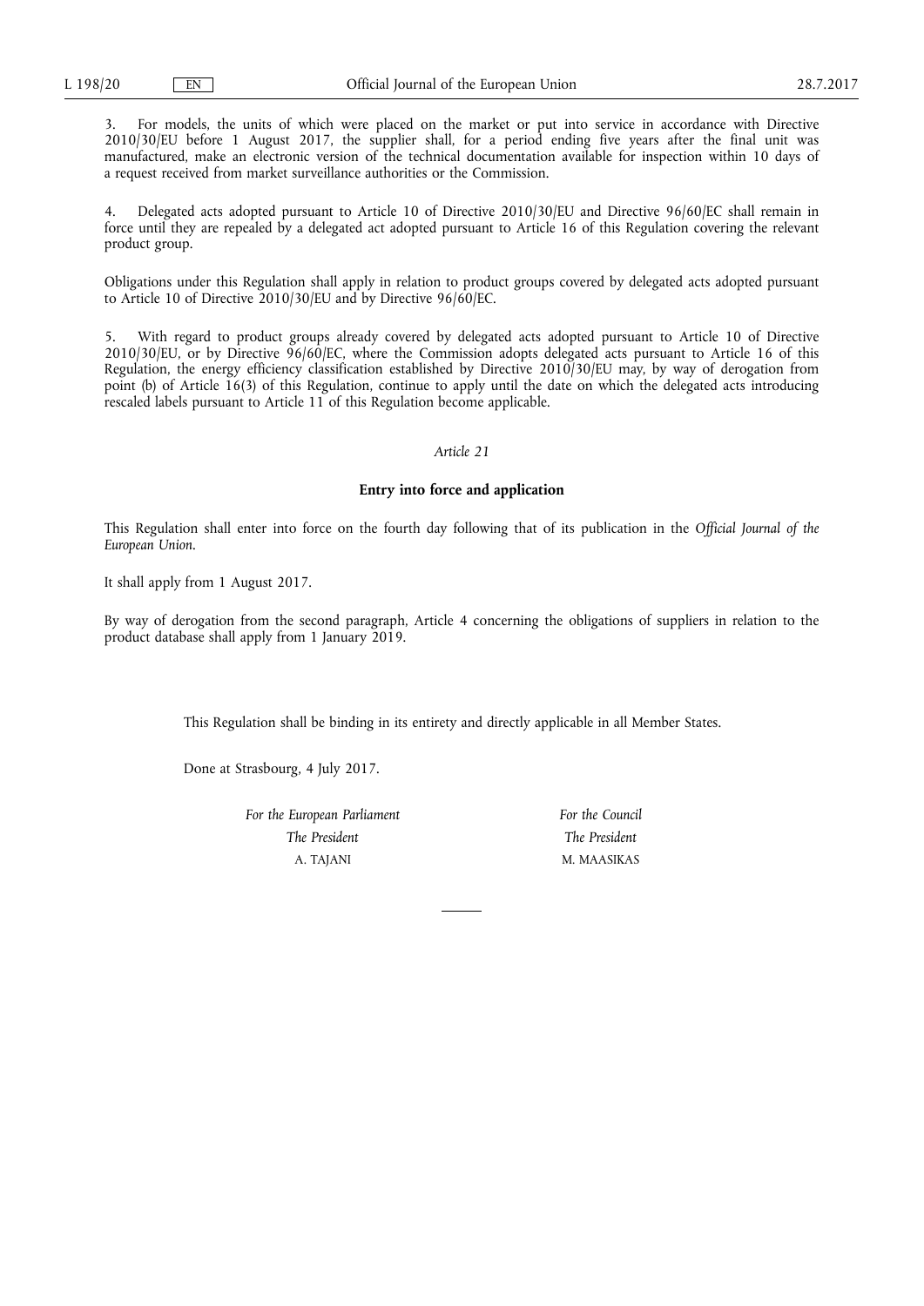3. For models, the units of which were placed on the market or put into service in accordance with Directive 2010/30/EU before 1 August 2017, the supplier shall, for a period ending five years after the final unit was manufactured, make an electronic version of the technical documentation available for inspection within 10 days of a request received from market surveillance authorities or the Commission.

4. Delegated acts adopted pursuant to Article 10 of Directive 2010/30/EU and Directive 96/60/EC shall remain in force until they are repealed by a delegated act adopted pursuant to Article 16 of this Regulation covering the relevant product group.

Obligations under this Regulation shall apply in relation to product groups covered by delegated acts adopted pursuant to Article 10 of Directive 2010/30/EU and by Directive 96/60/EC.

5. With regard to product groups already covered by delegated acts adopted pursuant to Article 10 of Directive 2010/30/EU, or by Directive 96/60/EC, where the Commission adopts delegated acts pursuant to Article 16 of this Regulation, the energy efficiency classification established by Directive 2010/30/EU may, by way of derogation from point (b) of Article 16(3) of this Regulation, continue to apply until the date on which the delegated acts introducing rescaled labels pursuant to Article 11 of this Regulation become applicable.

*Article 21*

**Entry into force and application**

This Regulation shall enter into force on the fourth day following that of its publication in the *Official Journal of the European Union*.

It shall apply from 1 August 2017.

By way of derogation from the second paragraph, Article 4 concerning the obligations of suppliers in relation to the product database shall apply from 1 January 2019.

This Regulation shall be binding in its entirety and directly applicable in all Member States.

Done at Strasbourg, 4 July 2017.

| *For the European Parliament* | *For the Council* |
|---|---|
| *The President* | *The President* |
| A. TAJANI | M. MAASIKAS |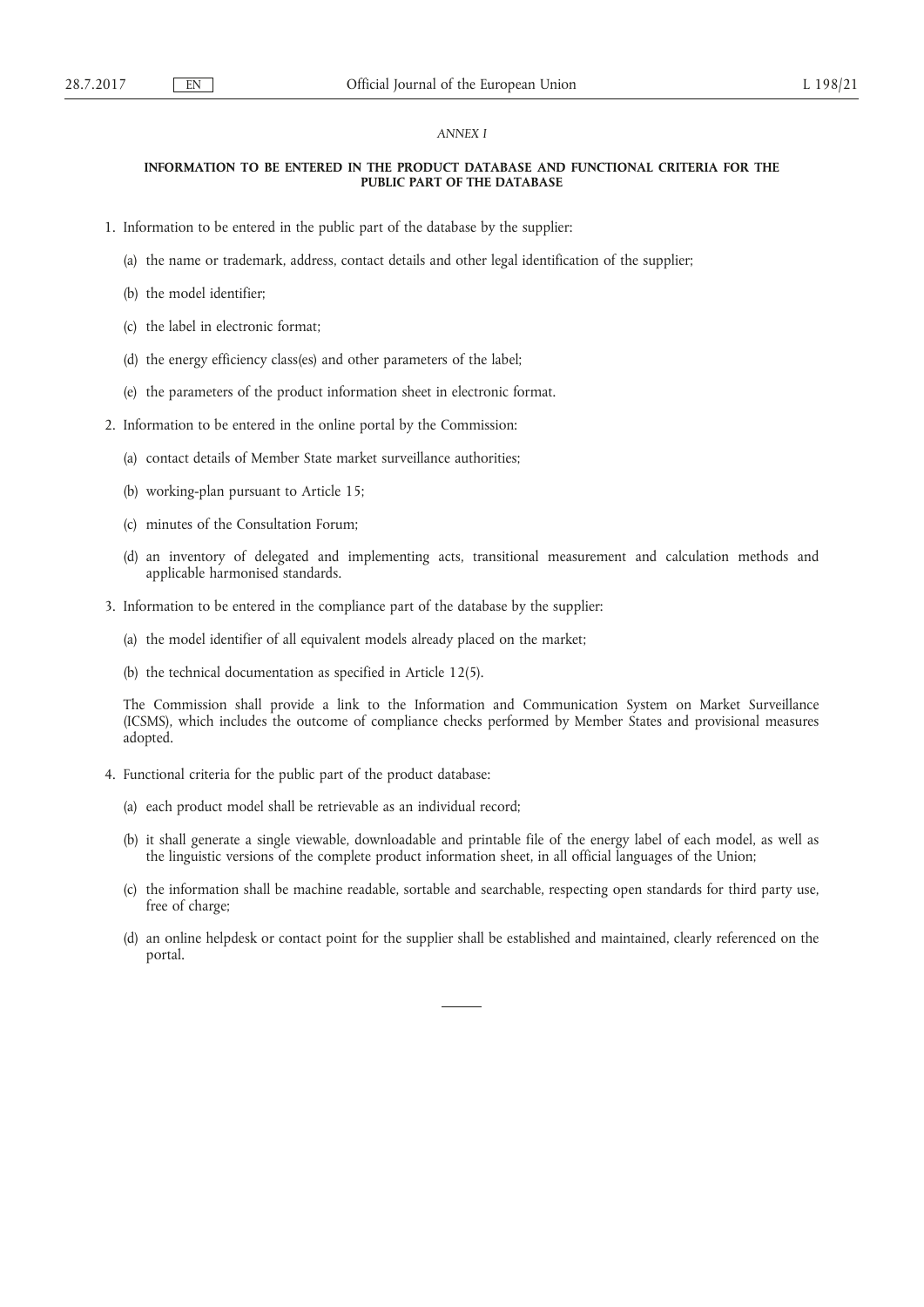*ANNEX I*

## INFORMATION TO BE ENTERED IN THE PRODUCT DATABASE AND FUNCTIONAL CRITERIA FOR THE PUBLIC PART OF THE DATABASE

1. Information to be entered in the public part of the database by the supplier:

   (a) the name or trademark, address, contact details and other legal identification of the supplier;

   (b) the model identifier;

   (c) the label in electronic format;

   (d) the energy efficiency class(es) and other parameters of the label;

   (e) the parameters of the product information sheet in electronic format.

2. Information to be entered in the online portal by the Commission:

   (a) contact details of Member State market surveillance authorities;

   (b) working-plan pursuant to Article 15;

   (c) minutes of the Consultation Forum;

   (d) an inventory of delegated and implementing acts, transitional measurement and calculation methods and applicable harmonised standards.

3. Information to be entered in the compliance part of the database by the supplier:

   (a) the model identifier of all equivalent models already placed on the market;

   (b) the technical documentation as specified in Article 12(5).

   The Commission shall provide a link to the Information and Communication System on Market Surveillance (ICSMS), which includes the outcome of compliance checks performed by Member States and provisional measures adopted.

4. Functional criteria for the public part of the product database:

   (a) each product model shall be retrievable as an individual record;

   (b) it shall generate a single viewable, downloadable and printable file of the energy label of each model, as well as the linguistic versions of the complete product information sheet, in all official languages of the Union;

   (c) the information shall be machine readable, sortable and searchable, respecting open standards for third party use, free of charge;

   (d) an online helpdesk or contact point for the supplier shall be established and maintained, clearly referenced on the portal.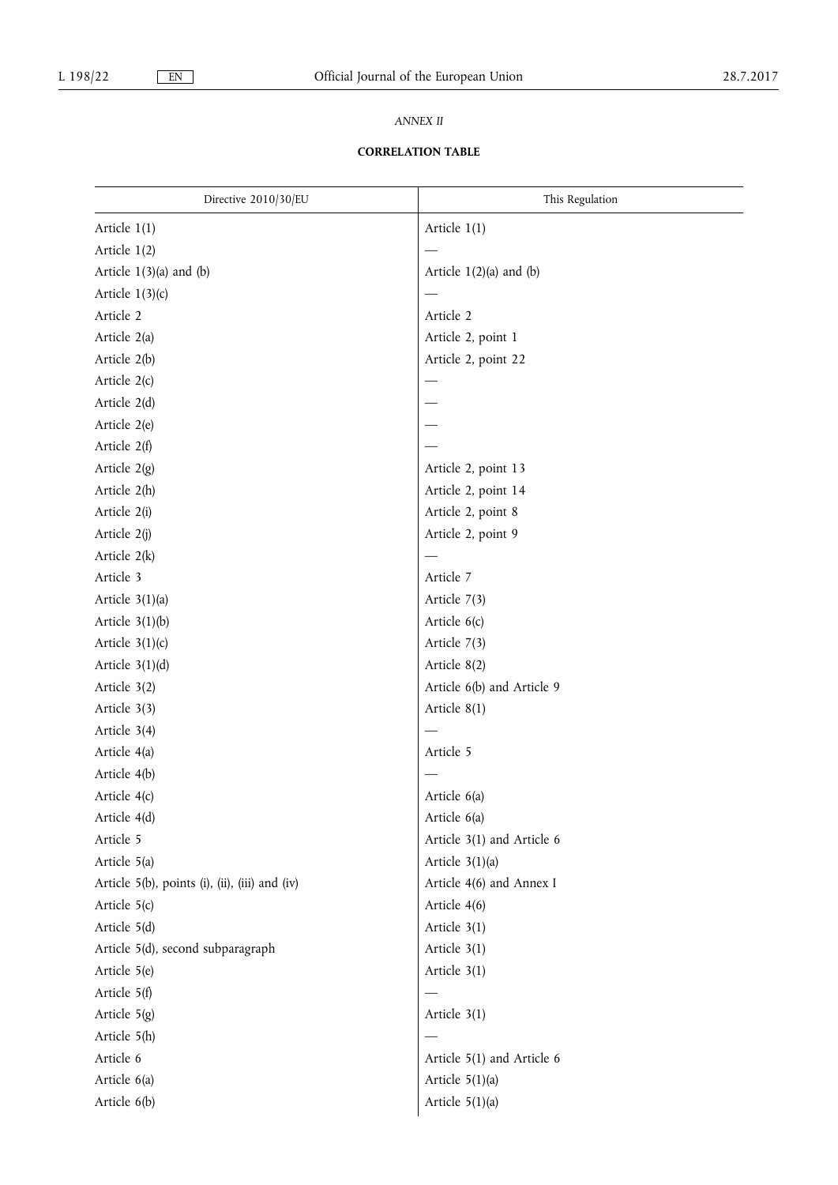*ANNEX II*

**CORRELATION TABLE**

| Directive 2010/30/EU | This Regulation |
|---|---|
| Article 1(1) | Article 1(1) |
| Article 1(2) | — |
| Article 1(3)(a) and (b) | Article 1(2)(a) and (b) |
| Article 1(3)(c) | — |
| Article 2 | Article 2 |
| Article 2(a) | Article 2, point 1 |
| Article 2(b) | Article 2, point 22 |
| Article 2(c) | — |
| Article 2(d) | — |
| Article 2(e) | — |
| Article 2(f) | — |
| Article 2(g) | Article 2, point 13 |
| Article 2(h) | Article 2, point 14 |
| Article 2(i) | Article 2, point 8 |
| Article 2(j) | Article 2, point 9 |
| Article 2(k) | — |
| Article 3 | Article 7 |
| Article 3(1)(a) | Article 7(3) |
| Article 3(1)(b) | Article 6(c) |
| Article 3(1)(c) | Article 7(3) |
| Article 3(1)(d) | Article 8(2) |
| Article 3(2) | Article 6(b) and Article 9 |
| Article 3(3) | Article 8(1) |
| Article 3(4) | — |
| Article 4(a) | Article 5 |
| Article 4(b) | — |
| Article 4(c) | Article 6(a) |
| Article 4(d) | Article 6(a) |
| Article 5 | Article 3(1) and Article 6 |
| Article 5(a) | Article 3(1)(a) |
| Article 5(b), points (i), (ii), (iii) and (iv) | Article 4(6) and Annex I |
| Article 5(c) | Article 4(6) |
| Article 5(d) | Article 3(1) |
| Article 5(d), second subparagraph | Article 3(1) |
| Article 5(e) | Article 3(1) |
| Article 5(f) | — |
| Article 5(g) | Article 3(1) |
| Article 5(h) | — |
| Article 6 | Article 5(1) and Article 6 |
| Article 6(a) | Article 5(1)(a) |
| Article 6(b) | Article 5(1)(a) |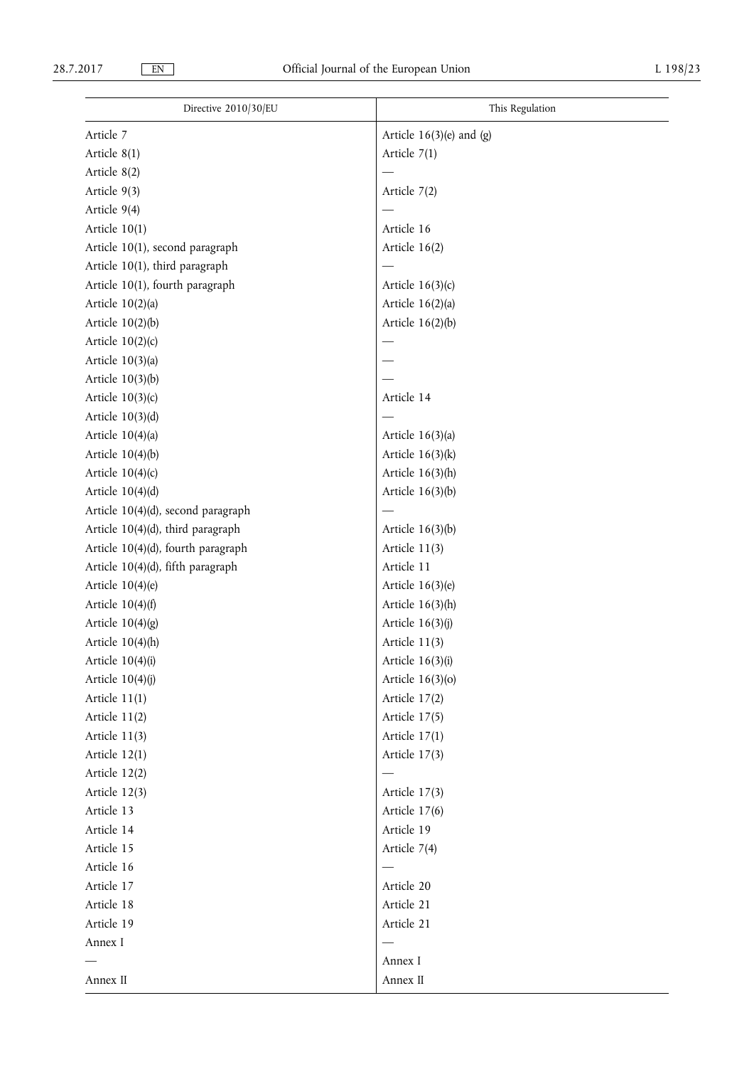| Directive 2010/30/EU | This Regulation |
|---|---|
| Article 7 | Article 16(3)(e) and (g) |
| Article 8(1) | Article 7(1) |
| Article 8(2) | — |
| Article 9(3) | Article 7(2) |
| Article 9(4) | — |
| Article 10(1) | Article 16 |
| Article 10(1), second paragraph | Article 16(2) |
| Article 10(1), third paragraph | — |
| Article 10(1), fourth paragraph | Article 16(3)(c) |
| Article 10(2)(a) | Article 16(2)(a) |
| Article 10(2)(b) | Article 16(2)(b) |
| Article 10(2)(c) | — |
| Article 10(3)(a) | — |
| Article 10(3)(b) | — |
| Article 10(3)(c) | Article 14 |
| Article 10(3)(d) | — |
| Article 10(4)(a) | Article 16(3)(a) |
| Article 10(4)(b) | Article 16(3)(k) |
| Article 10(4)(c) | Article 16(3)(h) |
| Article 10(4)(d) | Article 16(3)(b) |
| Article 10(4)(d), second paragraph | — |
| Article 10(4)(d), third paragraph | Article 16(3)(b) |
| Article 10(4)(d), fourth paragraph | Article 11(3) |
| Article 10(4)(d), fifth paragraph | Article 11 |
| Article 10(4)(e) | Article 16(3)(e) |
| Article 10(4)(f) | Article 16(3)(h) |
| Article 10(4)(g) | Article 16(3)(j) |
| Article 10(4)(h) | Article 11(3) |
| Article 10(4)(i) | Article 16(3)(i) |
| Article 10(4)(j) | Article 16(3)(o) |
| Article 11(1) | Article 17(2) |
| Article 11(2) | Article 17(5) |
| Article 11(3) | Article 17(1) |
| Article 12(1) | Article 17(3) |
| Article 12(2) | — |
| Article 12(3) | Article 17(3) |
| Article 13 | Article 17(6) |
| Article 14 | Article 19 |
| Article 15 | Article 7(4) |
| Article 16 | — |
| Article 17 | Article 20 |
| Article 18 | Article 21 |
| Article 19 | Article 21 |
| Annex I | — |
| — | Annex I |
| Annex II | Annex II |